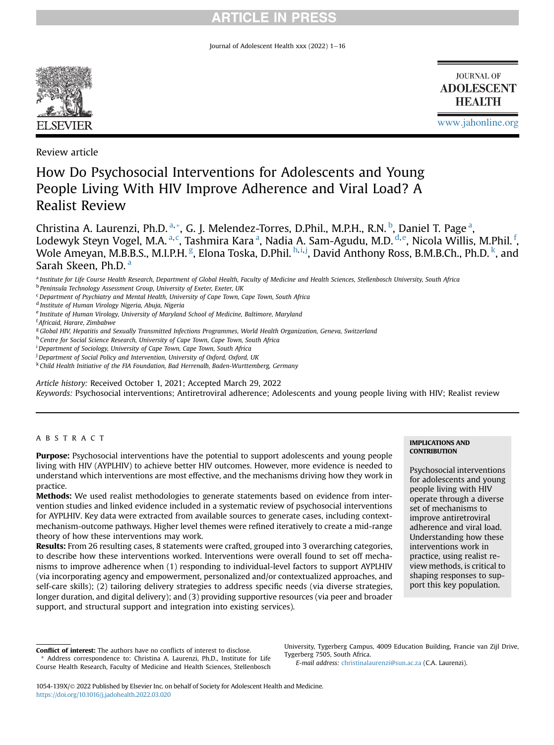Review article

# How Do Psychosocial Interventions for Adolescents and Young People Living With HIV Improve Adherence and Viral Load? A Realist Review

Christina A. Laurenzi, Ph.D. [a,*], G. J. Melendez-Torres, D.Phil., M.P.H., R.N. [b], Daniel T. Page [a], Lodewyk Steyn Vogel, M.A. [a,c], Tashmira Kara [a], Nadia A. Sam-Agudu, M.D. [d,e], Nicola Willis, M.Phil. [f], Wole Ameyan, M.B.B.S., M.I.P.H. [g], Elona Toska, D.Phil. [h,i,j], David Anthony Ross, B.M.B.Ch., Ph.D. [k], and Sarah Skeen, Ph.D. [a]

[a] Institute for Life Course Health Research, Department of Global Health, Faculty of Medicine and Health Sciences, Stellenbosch University, South Africa
[b] Peninsula Technology Assessment Group, University of Exeter, Exeter, UK
[c] Department of Psychiatry and Mental Health, University of Cape Town, Cape Town, South Africa
[d] Institute of Human Virology Nigeria, Abuja, Nigeria
[e] Institute of Human Virology, University of Maryland School of Medicine, Baltimore, Maryland
[f] Africaid, Harare, Zimbabwe
[g] Global HIV, Hepatitis and Sexually Transmitted Infections Programmes, World Health Organization, Geneva, Switzerland
[h] Centre for Social Science Research, University of Cape Town, Cape Town, South Africa
[i] Department of Sociology, University of Cape Town, Cape Town, South Africa
[j] Department of Social Policy and Intervention, University of Oxford, Oxford, UK
[k] Child Health Initiative of the FIA Foundation, Bad Herrenalb, Baden-Wurttemberg, Germany

*Article history:* Received October 1, 2021; Accepted March 29, 2022
*Keywords:* Psychosocial interventions; Antiretroviral adherence; Adolescents and young people living with HIV; Realist review

## ABSTRACT

**Purpose:** Psychosocial interventions have the potential to support adolescents and young people living with HIV (AYPLHIV) to achieve better HIV outcomes. However, more evidence is needed to understand which interventions are most effective, and the mechanisms driving how they work in practice.

**Methods:** We used realist methodologies to generate statements based on evidence from intervention studies and linked evidence included in a systematic review of psychosocial interventions for AYPLHIV. Key data were extracted from available sources to generate cases, including context-mechanism-outcome pathways. Higher level themes were refined iteratively to create a mid-range theory of how these interventions may work.

**Results:** From 26 resulting cases, 8 statements were crafted, grouped into 3 overarching categories, to describe how these interventions worked. Interventions were overall found to set off mechanisms to improve adherence when (1) responding to individual-level factors to support AYPLHIV (via incorporating agency and empowerment, personalized and/or contextualized approaches, and self-care skills); (2) tailoring delivery strategies to address specific needs (via diverse strategies, longer duration, and digital delivery); and (3) providing supportive resources (via peer and broader support, and structural support and integration into existing services).

**IMPLICATIONS AND CONTRIBUTION**

Psychosocial interventions for adolescents and young people living with HIV operate through a diverse set of mechanisms to improve antiretroviral adherence and viral load. Understanding how these interventions work in practice, using realist review methods, is critical to shaping responses to support this key population.

**Conflict of interest:** The authors have no conflicts of interest to disclose.

\* Address correspondence to: Christina A. Laurenzi, Ph.D., Institute for Life Course Health Research, Faculty of Medicine and Health Sciences, Stellenbosch University, Tygerberg Campus, 4009 Education Building, Francie van Zijl Drive, Tygerberg 7505, South Africa.
*E-mail address:* christinalaurenzi@sun.ac.za (C.A. Laurenzi).

1054-139X/© 2022 Published by Elsevier Inc. on behalf of Society for Adolescent Health and Medicine.
https://doi.org/10.1016/j.jadohealth.2022.03.020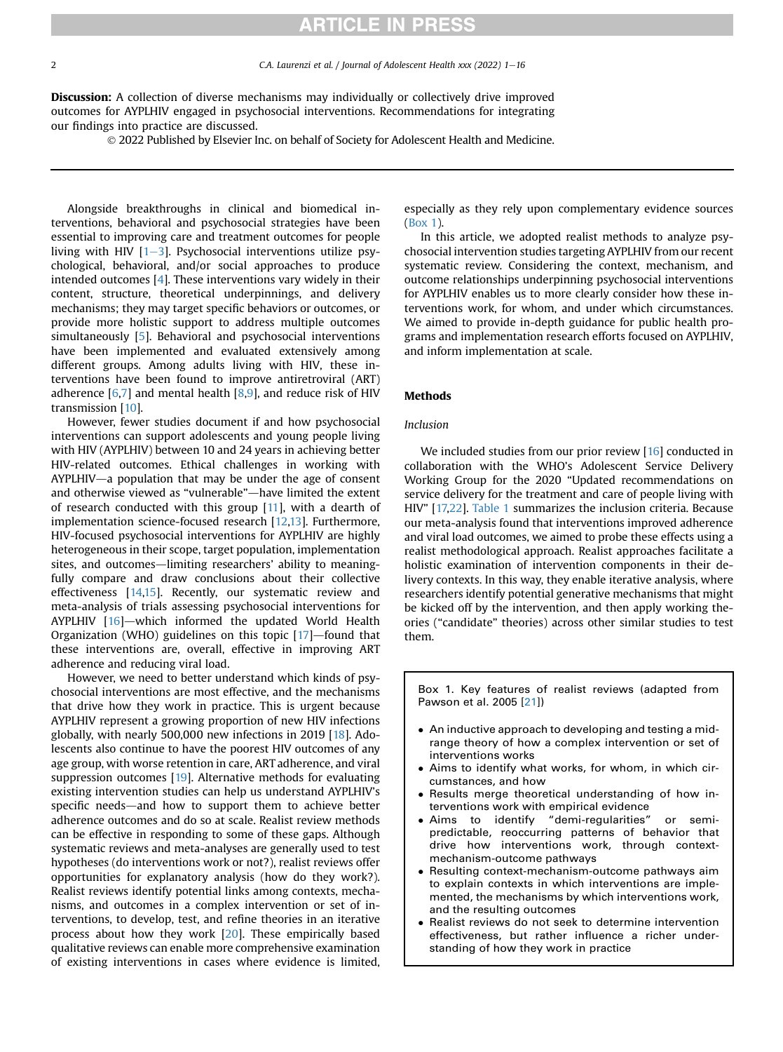**Discussion:** A collection of diverse mechanisms may individually or collectively drive improved outcomes for AYPLHIV engaged in psychosocial interventions. Recommendations for integrating our findings into practice are discussed.

© 2022 Published by Elsevier Inc. on behalf of Society for Adolescent Health and Medicine.

Alongside breakthroughs in clinical and biomedical interventions, behavioral and psychosocial strategies have been essential to improving care and treatment outcomes for people living with HIV [1–3]. Psychosocial interventions utilize psychological, behavioral, and/or social approaches to produce intended outcomes [4]. These interventions vary widely in their content, structure, theoretical underpinnings, and delivery mechanisms; they may target specific behaviors or outcomes, or provide more holistic support to address multiple outcomes simultaneously [5]. Behavioral and psychosocial interventions have been implemented and evaluated extensively among different groups. Among adults living with HIV, these interventions have been found to improve antiretroviral (ART) adherence [6,7] and mental health [8,9], and reduce risk of HIV transmission [10].

However, fewer studies document if and how psychosocial interventions can support adolescents and young people living with HIV (AYPLHIV) between 10 and 24 years in achieving better HIV-related outcomes. Ethical challenges in working with AYPLHIV—a population that may be under the age of consent and otherwise viewed as "vulnerable"—have limited the extent of research conducted with this group [11], with a dearth of implementation science-focused research [12,13]. Furthermore, HIV-focused psychosocial interventions for AYPLHIV are highly heterogeneous in their scope, target population, implementation sites, and outcomes—limiting researchers' ability to meaningfully compare and draw conclusions about their collective effectiveness [14,15]. Recently, our systematic review and meta-analysis of trials assessing psychosocial interventions for AYPLHIV [16]—which informed the updated World Health Organization (WHO) guidelines on this topic [17]—found that these interventions are, overall, effective in improving ART adherence and reducing viral load.

However, we need to better understand which kinds of psychosocial interventions are most effective, and the mechanisms that drive how they work in practice. This is urgent because AYPLHIV represent a growing proportion of new HIV infections globally, with nearly 500,000 new infections in 2019 [18]. Adolescents also continue to have the poorest HIV outcomes of any age group, with worse retention in care, ART adherence, and viral suppression outcomes [19]. Alternative methods for evaluating existing intervention studies can help us understand AYPLHIV's specific needs—and how to support them to achieve better adherence outcomes and do so at scale. Realist review methods can be effective in responding to some of these gaps. Although systematic reviews and meta-analyses are generally used to test hypotheses (do interventions work or not?), realist reviews offer opportunities for explanatory analysis (how do they work?). Realist reviews identify potential links among contexts, mechanisms, and outcomes in a complex intervention or set of interventions, to develop, test, and refine theories in an iterative process about how they work [20]. These empirically based qualitative reviews can enable more comprehensive examination of existing interventions in cases where evidence is limited, especially as they rely upon complementary evidence sources (Box 1).

In this article, we adopted realist methods to analyze psychosocial intervention studies targeting AYPLHIV from our recent systematic review. Considering the context, mechanism, and outcome relationships underpinning psychosocial interventions for AYPLHIV enables us to more clearly consider how these interventions work, for whom, and under which circumstances. We aimed to provide in-depth guidance for public health programs and implementation research efforts focused on AYPLHIV, and inform implementation at scale.

## Methods

### Inclusion

We included studies from our prior review [16] conducted in collaboration with the WHO's Adolescent Service Delivery Working Group for the 2020 "Updated recommendations on service delivery for the treatment and care of people living with HIV" [17,22]. Table 1 summarizes the inclusion criteria. Because our meta-analysis found that interventions improved adherence and viral load outcomes, we aimed to probe these effects using a realist methodological approach. Realist approaches facilitate a holistic examination of intervention components in their delivery contexts. In this way, they enable iterative analysis, where researchers identify potential generative mechanisms that might be kicked off by the intervention, and then apply working theories ("candidate" theories) across other similar studies to test them.

> Box 1. Key features of realist reviews (adapted from Pawson et al. 2005 [21])
>
> - An inductive approach to developing and testing a mid-range theory of how a complex intervention or set of interventions works
> - Aims to identify what works, for whom, in which circumstances, and how
> - Results merge theoretical understanding of how interventions work with empirical evidence
> - Aims to identify "demi-regularities" or semi-predictable, reoccurring patterns of behavior that drive how interventions work, through context-mechanism-outcome pathways
> - Resulting context-mechanism-outcome pathways aim to explain contexts in which interventions are implemented, the mechanisms by which interventions work, and the resulting outcomes
> - Realist reviews do not seek to determine intervention effectiveness, but rather influence a richer understanding of how they work in practice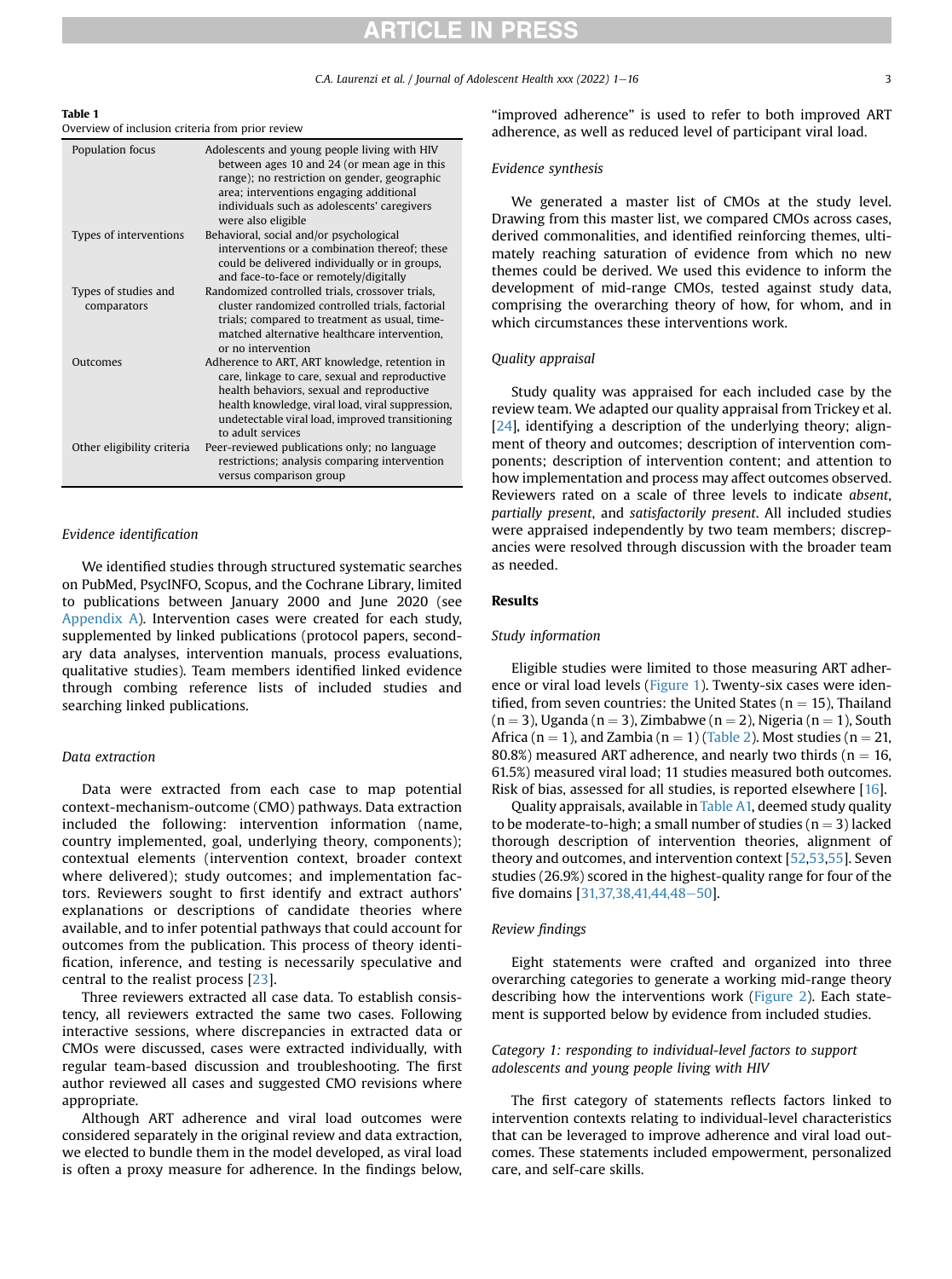**Table 1**
Overview of inclusion criteria from prior review

| | |
|---|---|
| Population focus | Adolescents and young people living with HIV between ages 10 and 24 (or mean age in this range); no restriction on gender, geographic area; interventions engaging additional individuals such as adolescents' caregivers were also eligible |
| Types of interventions | Behavioral, social and/or psychological interventions or a combination thereof; these could be delivered individually or in groups, and face-to-face or remotely/digitally |
| Types of studies and comparators | Randomized controlled trials, crossover trials, cluster randomized controlled trials, factorial trials; compared to treatment as usual, time-matched alternative healthcare intervention, or no intervention |
| Outcomes | Adherence to ART, ART knowledge, retention in care, linkage to care, sexual and reproductive health behaviors, sexual and reproductive health knowledge, viral load, viral suppression, undetectable viral load, improved transitioning to adult services |
| Other eligibility criteria | Peer-reviewed publications only; no language restrictions; analysis comparing intervention versus comparison group |

### *Evidence identification*

We identified studies through structured systematic searches on PubMed, PsycINFO, Scopus, and the Cochrane Library, limited to publications between January 2000 and June 2020 (see Appendix A). Intervention cases were created for each study, supplemented by linked publications (protocol papers, secondary data analyses, intervention manuals, process evaluations, qualitative studies). Team members identified linked evidence through combing reference lists of included studies and searching linked publications.

### *Data extraction*

Data were extracted from each case to map potential context-mechanism-outcome (CMO) pathways. Data extraction included the following: intervention information (name, country implemented, goal, underlying theory, components); contextual elements (intervention context, broader context where delivered); study outcomes; and implementation factors. Reviewers sought to first identify and extract authors' explanations or descriptions of candidate theories where available, and to infer potential pathways that could account for outcomes from the publication. This process of theory identification, inference, and testing is necessarily speculative and central to the realist process [23].

Three reviewers extracted all case data. To establish consistency, all reviewers extracted the same two cases. Following interactive sessions, where discrepancies in extracted data or CMOs were discussed, cases were extracted individually, with regular team-based discussion and troubleshooting. The first author reviewed all cases and suggested CMO revisions where appropriate.

Although ART adherence and viral load outcomes were considered separately in the original review and data extraction, we elected to bundle them in the model developed, as viral load is often a proxy measure for adherence. In the findings below, "improved adherence" is used to refer to both improved ART adherence, as well as reduced level of participant viral load.

### *Evidence synthesis*

We generated a master list of CMOs at the study level. Drawing from this master list, we compared CMOs across cases, derived commonalities, and identified reinforcing themes, ultimately reaching saturation of evidence from which no new themes could be derived. We used this evidence to inform the development of mid-range CMOs, tested against study data, comprising the overarching theory of how, for whom, and in which circumstances these interventions work.

### *Quality appraisal*

Study quality was appraised for each included case by the review team. We adapted our quality appraisal from Trickey et al. [24], identifying a description of the underlying theory; alignment of theory and outcomes; description of intervention components; description of intervention content; and attention to how implementation and process may affect outcomes observed. Reviewers rated on a scale of three levels to indicate *absent*, *partially present*, and *satisfactorily present*. All included studies were appraised independently by two team members; discrepancies were resolved through discussion with the broader team as needed.

## Results

### *Study information*

Eligible studies were limited to those measuring ART adherence or viral load levels (Figure 1). Twenty-six cases were identified, from seven countries: the United States (n = 15), Thailand (n = 3), Uganda (n = 3), Zimbabwe (n = 2), Nigeria (n = 1), South Africa (n = 1), and Zambia (n = 1) (Table 2). Most studies (n = 21, 80.8%) measured ART adherence, and nearly two thirds (n = 16, 61.5%) measured viral load; 11 studies measured both outcomes. Risk of bias, assessed for all studies, is reported elsewhere [16].

Quality appraisals, available in Table A1, deemed study quality to be moderate-to-high; a small number of studies (n = 3) lacked thorough description of intervention theories, alignment of theory and outcomes, and intervention context [52,53,55]. Seven studies (26.9%) scored in the highest-quality range for four of the five domains [31,37,38,41,44,48–50].

### *Review findings*

Eight statements were crafted and organized into three overarching categories to generate a working mid-range theory describing how the interventions work (Figure 2). Each statement is supported below by evidence from included studies.

### *Category 1: responding to individual-level factors to support adolescents and young people living with HIV*

The first category of statements reflects factors linked to intervention contexts relating to individual-level characteristics that can be leveraged to improve adherence and viral load outcomes. These statements included empowerment, personalized care, and self-care skills.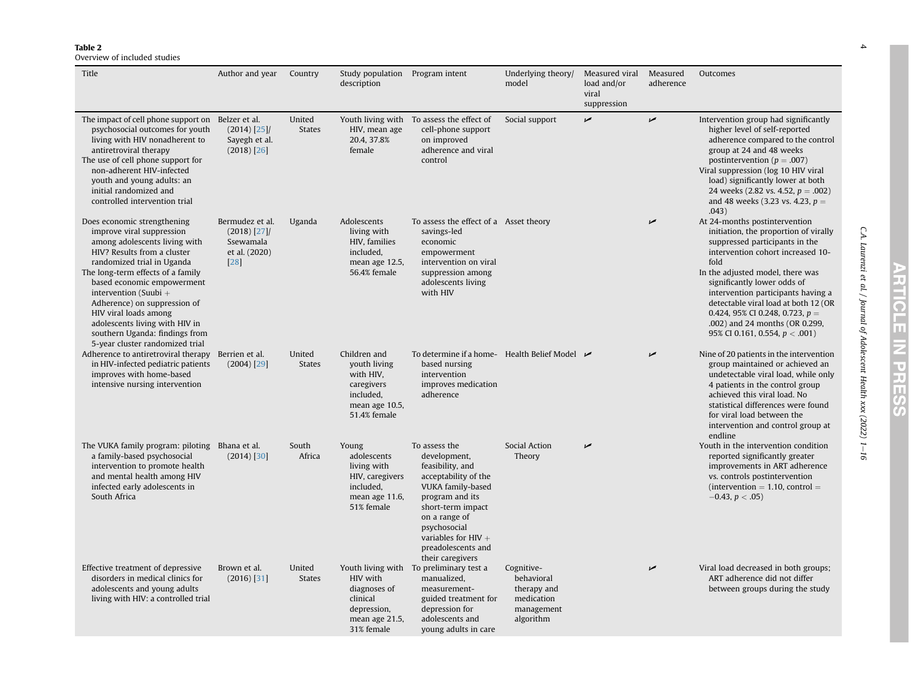**Table 2**
Overview of included studies

| Title | Author and year | Country | Study population description | Program intent | Underlying theory/ model | Measured viral load and/or viral suppression | Measured adherence | Outcomes |
|---|---|---|---|---|---|---|---|---|
| The impact of cell phone support on psychosocial outcomes for youth living with HIV nonadherent to antiretroviral therapy<br>The use of cell phone support for non-adherent HIV-infected youth and young adults: an initial randomized and controlled intervention trial | Belzer et al. (2014) [25]/ Sayegh et al. (2018) [26] | United States | Youth living with HIV, mean age 20.4, 37.8% female | To assess the effect of cell-phone support on improved adherence and viral control | Social support | ✓ | ✓ | Intervention group had significantly higher level of self-reported adherence compared to the control group at 24 and 48 weeks postintervention ($p = .007$)<br>Viral suppression (log 10 HIV viral load) significantly lower at both 24 weeks (2.82 vs. 4.52, $p = .002$) and 48 weeks (3.23 vs. 4.23, $p = .043$) |
| Does economic strengthening improve viral suppression among adolescents living with HIV? Results from a cluster randomized trial in Uganda<br>The long-term effects of a family based economic empowerment intervention (Suubi + Adherence) on suppression of HIV viral loads among adolescents living with HIV in southern Uganda: findings from 5-year cluster randomized trial | Bermudez et al. (2018) [27]/ Ssewamala et al. (2020) [28] | Uganda | Adolescents living with HIV, families included, mean age 12.5, 56.4% female | To assess the effect of a savings-led economic empowerment intervention on viral suppression among adolescents living with HIV | Asset theory | | ✓ | At 24-months postintervention initiation, the proportion of virally suppressed participants in the intervention cohort increased 10-fold<br>In the adjusted model, there was significantly lower odds of intervention participants having a detectable viral load at both 12 (OR 0.424, 95% CI 0.248, 0.723, $p = .002$) and 24 months (OR 0.299, 95% CI 0.161, 0.554, $p < .001$) |
| Adherence to antiretroviral therapy in HIV-infected pediatric patients improves with home-based intensive nursing intervention | Berrien et al. (2004) [29] | United States | Children and youth living with HIV, caregivers included, mean age 10.5, 51.4% female | To determine if a home-based nursing intervention improves medication adherence | Health Belief Model | ✓ | ✓ | Nine of 20 patients in the intervention group maintained or achieved an undetectable viral load, while only 4 patients in the control group achieved this viral load. No statistical differences were found for viral load between the intervention and control group at endline |
| The VUKA family program: piloting a family-based psychosocial intervention to promote health and mental health among HIV infected early adolescents in South Africa | Bhana et al. (2014) [30] | South Africa | Young adolescents living with HIV, caregivers included, mean age 11.6, 51% female | To assess the development, feasibility, and acceptability of the VUKA family-based program and its short-term impact on a range of psychosocial variables for HIV + preadolescents and their caregivers | Social Action Theory | ✓ | | Youth in the intervention condition reported significantly greater improvements in ART adherence vs. controls postintervention (intervention = 1.10, control = −0.43, $p < .05$) |
| Effective treatment of depressive disorders in medical clinics for adolescents and young adults living with HIV: a controlled trial | Brown et al. (2016) [31] | United States | Youth living with HIV with diagnoses of clinical depression, mean age 21.5, 31% female | To preliminary test a manualized, measurement-guided treatment for depression for adolescents and young adults in care | Cognitive-behavioral therapy and medication management algorithm | | ✓ | Viral load decreased in both groups; ART adherence did not differ between groups during the study |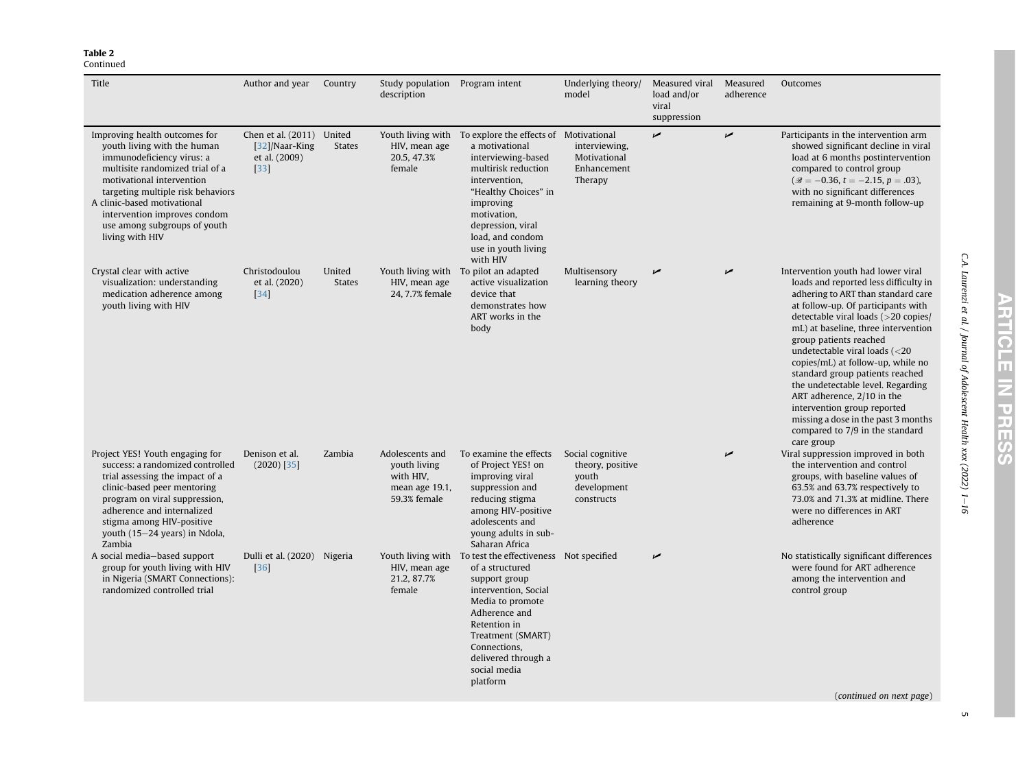**Table 2**
Continued

| Title | Author and year | Country | Study population description | Program intent | Underlying theory/ model | Measured viral load and/or viral suppression | Measured adherence | Outcomes |
|---|---|---|---|---|---|---|---|---|
| Improving health outcomes for youth living with the human immunodeficiency virus: a multisite randomized trial of a motivational intervention targeting multiple risk behaviors<br>A clinic-based motivational intervention improves condom use among subgroups of youth living with HIV | Chen et al. (2011) [32]/Naar-King et al. (2009) [33] | United States | Youth living with HIV, mean age 20.5, 47.3% female | To explore the effects of a motivational interviewing-based multirisk reduction intervention, "Healthy Choices" in improving motivation, depression, viral load, and condom use in youth living with HIV | Motivational interviewing, Motivational Enhancement Therapy | ✓ | ✓ | Participants in the intervention arm showed significant decline in viral load at 6 months postintervention compared to control group ($\mathscr{B} = -0.36$, $t = -2.15$, $p = .03$), with no significant differences remaining at 9-month follow-up |
| Crystal clear with active visualization: understanding medication adherence among youth living with HIV | Christodoulou et al. (2020) [34] | United States | Youth living with HIV, mean age 24, 7.7% female | To pilot an adapted active visualization device that demonstrates how ART works in the body | Multisensory learning theory | ✓ | ✓ | Intervention youth had lower viral loads and reported less difficulty in adhering to ART than standard care at follow-up. Of participants with detectable viral loads (>20 copies/mL) at baseline, three intervention group patients reached undetectable viral loads (<20 copies/mL) at follow-up, while no standard group patients reached the undetectable level. Regarding ART adherence, 2/10 in the intervention group reported missing a dose in the past 3 months compared to 7/9 in the standard care group |
| Project YES! Youth engaging for success: a randomized controlled trial assessing the impact of a clinic-based peer mentoring program on viral suppression, adherence and internalized stigma among HIV-positive youth (15–24 years) in Ndola, Zambia | Denison et al. (2020) [35] | Zambia | Adolescents and youth living with HIV, mean age 19.1, 59.3% female | To examine the effects of Project YES! on improving viral suppression and reducing stigma among HIV-positive adolescents and young adults in sub-Saharan Africa | Social cognitive theory, positive youth development constructs | | ✓ | Viral suppression improved in both the intervention and control groups, with baseline values of 63.5% and 63.7% respectively to 73.0% and 71.3% at midline. There were no differences in ART adherence |
| A social media–based support group for youth living with HIV in Nigeria (SMART Connections): randomized controlled trial | Dulli et al. (2020) [36] | Nigeria | Youth living with HIV, mean age 21.2, 87.7% female | To test the effectiveness of a structured support group intervention, Social Media to promote Adherence and Retention in Treatment (SMART) Connections, delivered through a social media platform | Not specified | ✓ | | No statistically significant differences were found for ART adherence among the intervention and control group |

(*continued on next page*)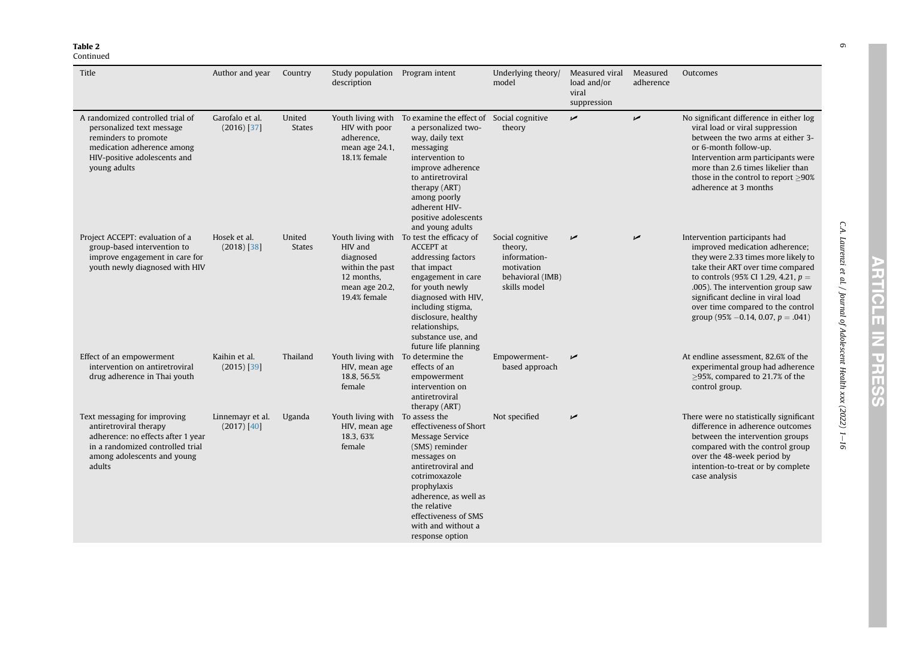**Table 2**
Continued

| Title | Author and year | Country | Study population description | Program intent | Underlying theory/ model | Measured viral load and/or viral suppression | Measured adherence | Outcomes |
|---|---|---|---|---|---|---|---|---|
| A randomized controlled trial of personalized text message reminders to promote medication adherence among HIV-positive adolescents and young adults | Garofalo et al. (2016) [37] | United States | Youth living with HIV with poor adherence, mean age 24.1, 18.1% female | To examine the effect of a personalized two-way, daily text messaging intervention to improve adherence to antiretroviral therapy (ART) among poorly adherent HIV-positive adolescents and young adults | Social cognitive theory | ✓ | ✓ | No significant difference in either log viral load or viral suppression between the two arms at either 3- or 6-month follow-up. Intervention arm participants were more than 2.6 times likelier than those in the control to report ≥90% adherence at 3 months |
| Project ACCEPT: evaluation of a group-based intervention to improve engagement in care for youth newly diagnosed with HIV | Hosek et al. (2018) [38] | United States | Youth living with HIV and diagnosed within the past 12 months, mean age 20.2, 19.4% female | To test the efficacy of ACCEPT at addressing factors that impact engagement in care for youth newly diagnosed with HIV, including stigma, disclosure, healthy relationships, substance use, and future life planning | Social cognitive theory, information-motivation behavioral (IMB) skills model | ✓ | ✓ | Intervention participants had improved medication adherence; they were 2.33 times more likely to take their ART over time compared to controls (95% CI 1.29, 4.21, $p =$ .005). The intervention group saw significant decline in viral load over time compared to the control group (95% −0.14, 0.07, $p =$ .041) |
| Effect of an empowerment intervention on antiretroviral drug adherence in Thai youth | Kaihin et al. (2015) [39] | Thailand | Youth living with HIV, mean age 18.8, 56.5% female | To determine the effects of an empowerment intervention on antiretroviral therapy (ART) | Empowerment-based approach | ✓ | | At endline assessment, 82.6% of the experimental group had adherence ≥95%, compared to 21.7% of the control group. |
| Text messaging for improving antiretroviral therapy adherence: no effects after 1 year in a randomized controlled trial among adolescents and young adults | Linnemayr et al. (2017) [40] | Uganda | Youth living with HIV, mean age 18.3, 63% female | To assess the effectiveness of Short Message Service (SMS) reminder messages on antiretroviral and cotrimoxazole prophylaxis adherence, as well as the relative effectiveness of SMS with and without a response option | Not specified | ✓ | | There were no statistically significant difference in adherence outcomes between the intervention groups compared with the control group over the 48-week period by intention-to-treat or by complete case analysis |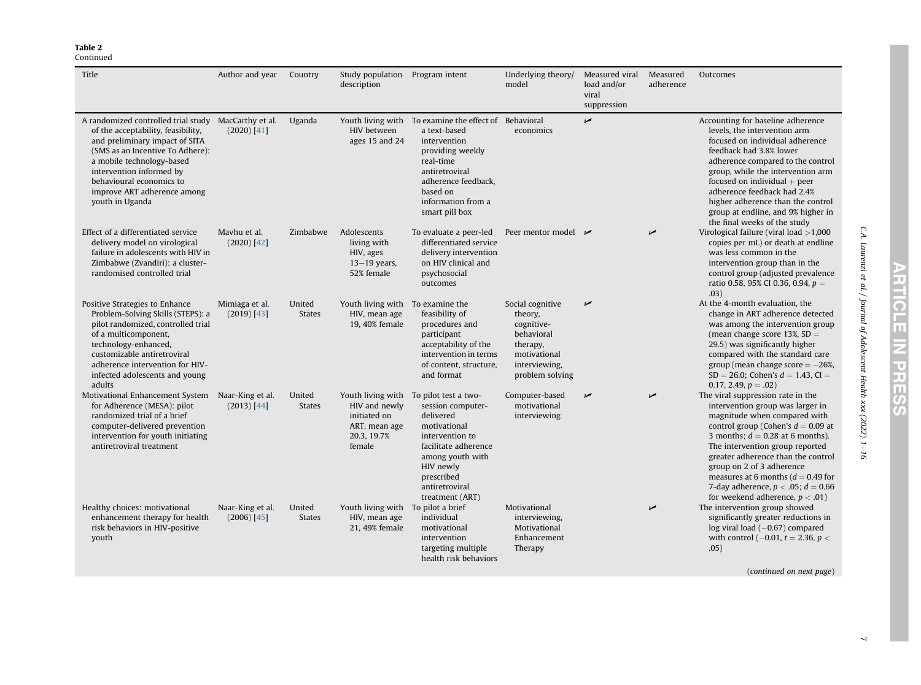**Table 2**
Continued

| Title | Author and year | Country | Study population description | Program intent | Underlying theory/ model | Measured viral load and/or viral suppression | Measured adherence | Outcomes |
|---|---|---|---|---|---|---|---|---|
| A randomized controlled trial study of the acceptability, feasibility, and preliminary impact of SITA (SMS as an Incentive To Adhere): a mobile technology-based intervention informed by behavioural economics to improve ART adherence among youth in Uganda | MacCarthy et al. (2020) [41] | Uganda | Youth living with HIV between ages 15 and 24 | To examine the effect of a text-based intervention providing weekly real-time antiretroviral adherence feedback, based on information from a smart pill box | Behavioral economics | ✓ | | Accounting for baseline adherence levels, the intervention arm focused on individual adherence feedback had 3.8% lower adherence compared to the control group, while the intervention arm focused on individual + peer adherence feedback had 2.4% higher adherence than the control group at endline, and 9% higher in the final weeks of the study |
| Effect of a differentiated service delivery model on virological failure in adolescents with HIV in Zimbabwe (Zvandiri): a cluster-randomised controlled trial | Mavhu et al. (2020) [42] | Zimbabwe | Adolescents living with HIV, ages 13–19 years, 52% female | To evaluate a peer-led differentiated service delivery intervention on HIV clinical and psychosocial outcomes | Peer mentor model | ✓ | ✓ | Virological failure (viral load >1,000 copies per mL) or death at endline was less common in the intervention group than in the control group (adjusted prevalence ratio 0.58, 95% CI 0.36, 0.94, $p = .03$) |
| Positive Strategies to Enhance Problem-Solving Skills (STEPS): a pilot randomized, controlled trial of a multicomponent, technology-enhanced, customizable antiretroviral adherence intervention for HIV-infected adolescents and young adults | Mimiaga et al. (2019) [43] | United States | Youth living with HIV, mean age 19, 40% female | To examine the feasibility of procedures and participant acceptability of the intervention in terms of content, structure, and format | Social cognitive theory, cognitive-behavioral therapy, motivational interviewing, problem solving | ✓ | | At the 4-month evaluation, the change in ART adherence detected was among the intervention group (mean change score 13%, $SD = 29.5$) was significantly higher compared with the standard care group (mean change score = −26%, $SD = 26.0$; Cohen's $d = 1.43$, $CI = 0.17, 2.49$, $p = .02$) |
| Motivational Enhancement System for Adherence (MESA): pilot randomized trial of a brief computer-delivered prevention intervention for youth initiating antiretroviral treatment | Naar-King et al. (2013) [44] | United States | Youth living with HIV and newly initiated on ART, mean age 20.3, 19.7% female | To pilot test a two-session computer-delivered motivational intervention to facilitate adherence among youth with HIV newly prescribed antiretroviral treatment (ART) | Computer-based motivational interviewing | ✓ | ✓ | The viral suppression rate in the intervention group was larger in magnitude when compared with control group (Cohen's $d = 0.09$ at 3 months; $d = 0.28$ at 6 months). The intervention group reported greater adherence than the control group on 2 of 3 adherence measures at 6 months ($d = 0.49$ for 7-day adherence, $p < .05$; $d = 0.66$ for weekend adherence, $p < .01$) |
| Healthy choices: motivational enhancement therapy for health risk behaviors in HIV-positive youth | Naar-King et al. (2006) [45] | United States | Youth living with HIV, mean age 21, 49% female | To pilot a brief individual motivational intervention targeting multiple health risk behaviors | Motivational interviewing, Motivational Enhancement Therapy | | ✓ | The intervention group showed significantly greater reductions in log viral load (−0.67) compared with control (−0.01, $t = 2.36$, $p < .05$) |

(*continued on next page*)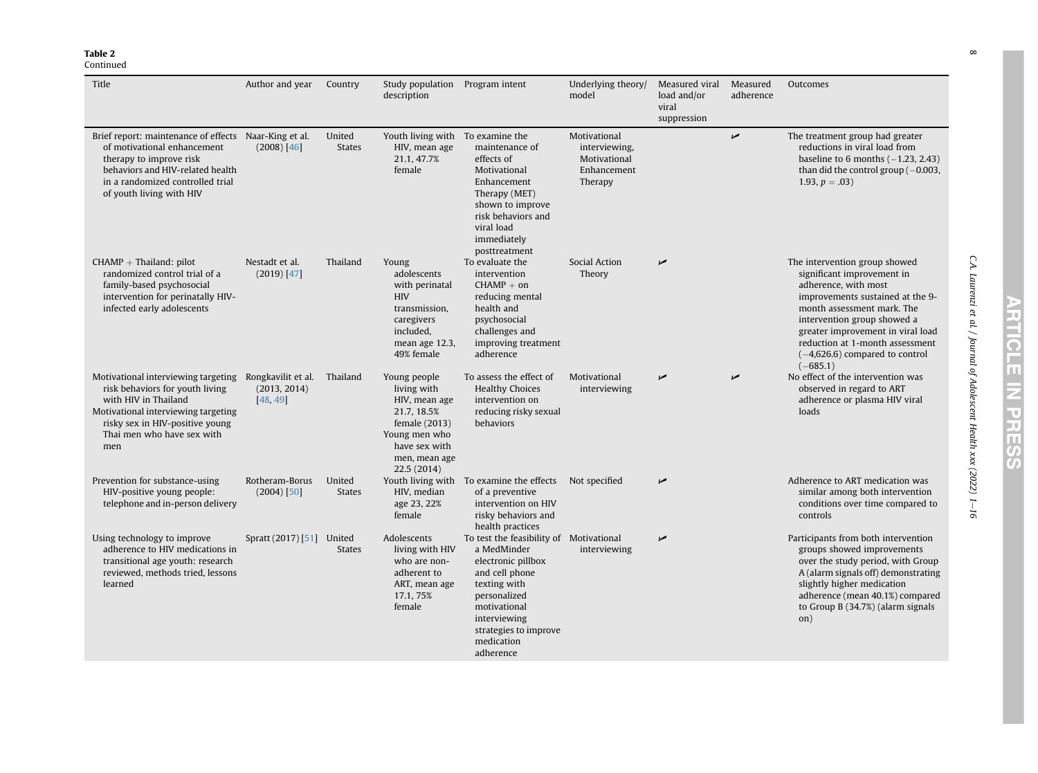**Table 2**
Continued

| Title | Author and year | Country | Study population description | Program intent | Underlying theory/model | Measured viral load and/or viral suppression | Measured adherence | Outcomes |
|---|---|---|---|---|---|---|---|---|
| Brief report: maintenance of effects of motivational enhancement therapy to improve risk behaviors and HIV-related health in a randomized controlled trial of youth living with HIV | Naar-King et al. (2008) [46] | United States | Youth living with HIV, mean age 21.1, 47.7% female | To examine the maintenance of effects of Motivational Enhancement Therapy (MET) shown to improve risk behaviors and viral load immediately posttreatment | Motivational interviewing, Motivational Enhancement Therapy | | ✓ | The treatment group had greater reductions in viral load from baseline to 6 months (−1.23, 2.43) than did the control group (−0.003, 1.93, $p = .03$) |
| CHAMP + Thailand: pilot randomized control trial of a family-based psychosocial intervention for perinatally HIV-infected early adolescents | Nestadt et al. (2019) [47] | Thailand | Young adolescents with perinatal HIV transmission, caregivers included, mean age 12.3, 49% female | To evaluate the intervention CHAMP + on reducing mental health and psychosocial challenges and improving treatment adherence | Social Action Theory | ✓ | | The intervention group showed significant improvement in adherence, with most improvements sustained at the 9-month assessment mark. The intervention group showed a greater improvement in viral load reduction at 1-month assessment (−4,626.6) compared to control (−685.1) |
| Motivational interviewing targeting risk behaviors for youth living with HIV in Thailand<br>Motivational interviewing targeting risky sex in HIV-positive young Thai men who have sex with men | Rongkavilit et al. (2013, 2014) [48, 49] | Thailand | Young people living with HIV, mean age 21.7, 18.5% female (2013)<br>Young men who have sex with men, mean age 22.5 (2014) | To assess the effect of Healthy Choices intervention on reducing risky sexual behaviors | Motivational interviewing | ✓ | ✓ | No effect of the intervention was observed in regard to ART adherence or plasma HIV viral loads |
| Prevention for substance-using HIV-positive young people: telephone and in-person delivery | Rotheram-Borus (2004) [50] | United States | Youth living with HIV, median age 23, 22% female | To examine the effects of a preventive intervention on HIV risky behaviors and health practices | Not specified | ✓ | | Adherence to ART medication was similar among both intervention conditions over time compared to controls |
| Using technology to improve adherence to HIV medications in transitional age youth: research reviewed, methods tried, lessons learned | Spratt (2017) [51] | United States | Adolescents living with HIV who are non-adherent to ART, mean age 17.1, 75% female | To test the feasibility of a MedMinder electronic pillbox and cell phone texting with personalized motivational interviewing strategies to improve medication adherence | Motivational interviewing | ✓ | | Participants from both intervention groups showed improvements over the study period, with Group A (alarm signals off) demonstrating slightly higher medication adherence (mean 40.1%) compared to Group B (34.7%) (alarm signals on) |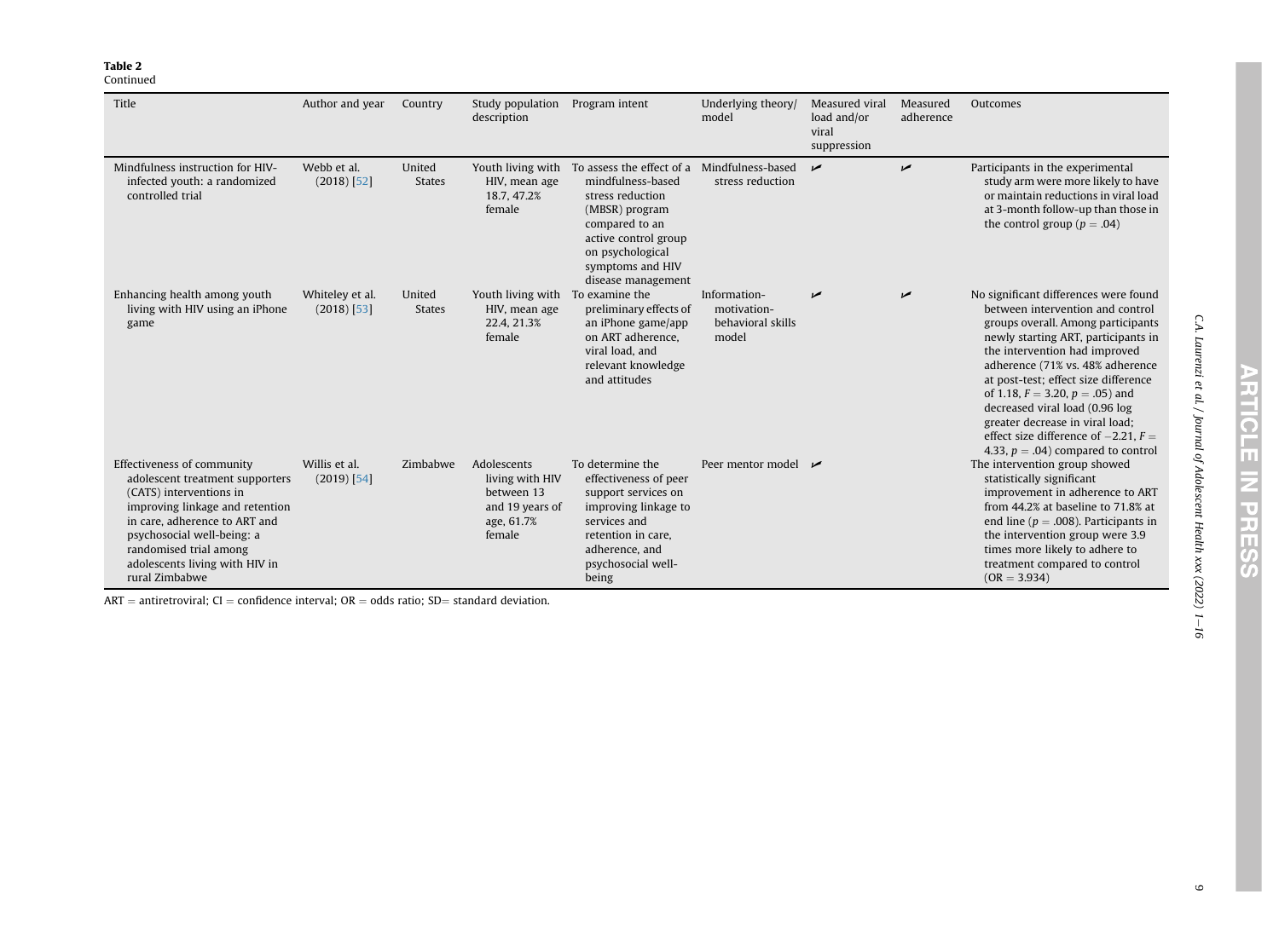**Table 2**
Continued

| Title | Author and year | Country | Study population description | Program intent | Underlying theory/ model | Measured viral load and/or viral suppression | Measured adherence | Outcomes |
|---|---|---|---|---|---|---|---|---|
| Mindfulness instruction for HIV-infected youth: a randomized controlled trial | Webb et al. (2018) [52] | United States | Youth living with HIV, mean age 18.7, 47.2% female | To assess the effect of a mindfulness-based stress reduction (MBSR) program compared to an active control group on psychological symptoms and HIV disease management | Mindfulness-based stress reduction | ✓ | ✓ | Participants in the experimental study arm were more likely to have or maintain reductions in viral load at 3-month follow-up than those in the control group ($p = .04$) |
| Enhancing health among youth living with HIV using an iPhone game | Whiteley et al. (2018) [53] | United States | Youth living with HIV, mean age 22.4, 21.3% female | To examine the preliminary effects of an iPhone game/app on ART adherence, viral load, and relevant knowledge and attitudes | Information-motivation-behavioral skills model | ✓ | ✓ | No significant differences were found between intervention and control groups overall. Among participants newly starting ART, participants in the intervention had improved adherence (71% vs. 48% adherence at post-test; effect size difference of 1.18, $F = 3.20$, $p = .05$) and decreased viral load (0.96 log greater decrease in viral load; effect size difference of −2.21, $F = 4.33$, $p = .04$) compared to control |
| Effectiveness of community adolescent treatment supporters (CATS) interventions in improving linkage and retention in care, adherence to ART and psychosocial well-being: a randomised trial among adolescents living with HIV in rural Zimbabwe | Willis et al. (2019) [54] | Zimbabwe | Adolescents living with HIV between 13 and 19 years of age, 61.7% female | To determine the effectiveness of peer support services on improving linkage to services and retention in care, adherence, and psychosocial well-being | Peer mentor model | ✓ | | The intervention group showed statistically significant improvement in adherence to ART from 44.2% at baseline to 71.8% at end line ($p = .008$). Participants in the intervention group were 3.9 times more likely to adhere to treatment compared to control (OR = 3.934) |

ART = antiretroviral; CI = confidence interval; OR = odds ratio; SD= standard deviation.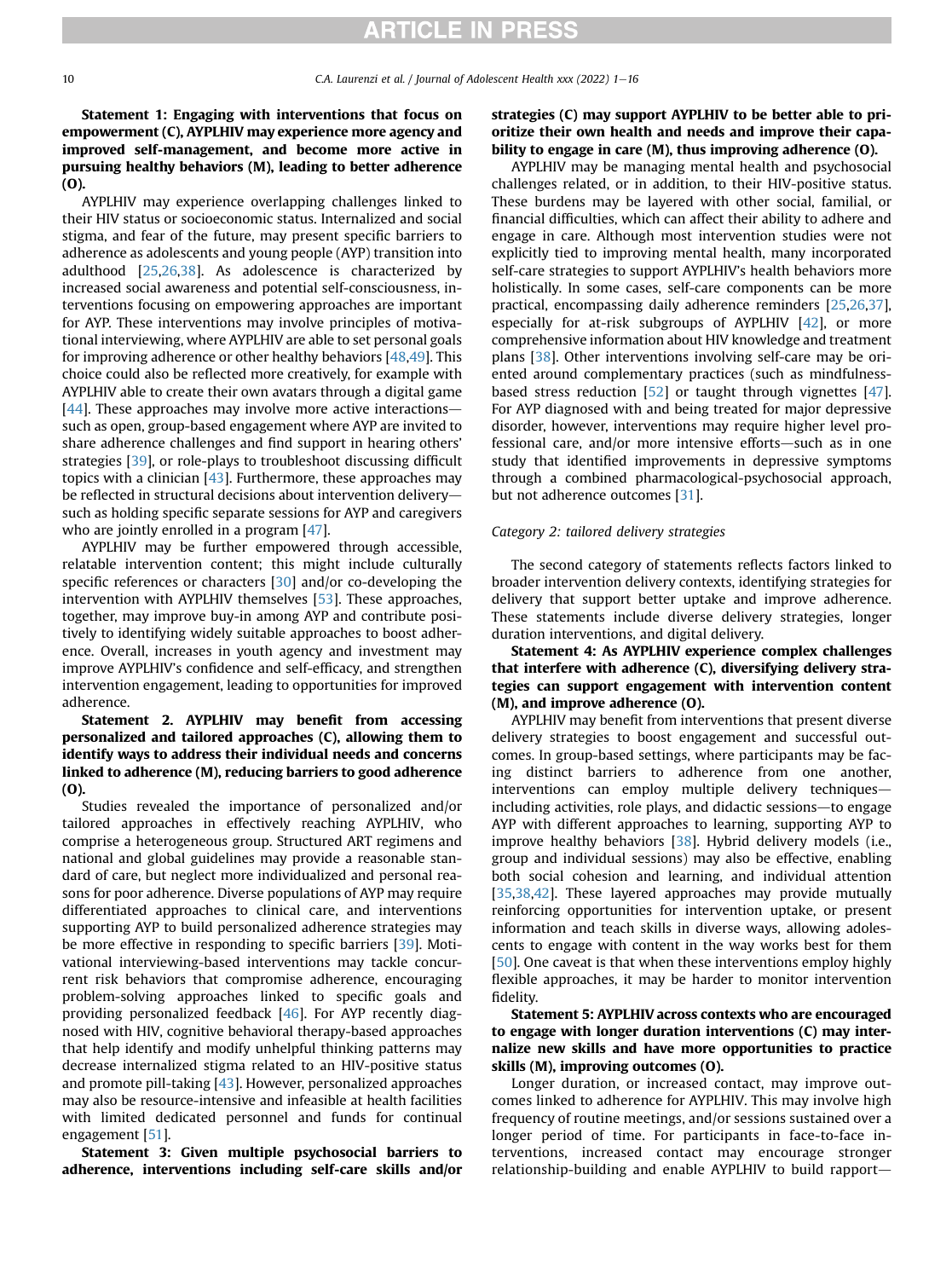**Statement 1: Engaging with interventions that focus on empowerment (C), AYPLHIV may experience more agency and improved self-management, and become more active in pursuing healthy behaviors (M), leading to better adherence (O).**

AYPLHIV may experience overlapping challenges linked to their HIV status or socioeconomic status. Internalized and social stigma, and fear of the future, may present specific barriers to adherence as adolescents and young people (AYP) transition into adulthood [25,26,38]. As adolescence is characterized by increased social awareness and potential self-consciousness, interventions focusing on empowering approaches are important for AYP. These interventions may involve principles of motivational interviewing, where AYPLHIV are able to set personal goals for improving adherence or other healthy behaviors [48,49]. This choice could also be reflected more creatively, for example with AYPLHIV able to create their own avatars through a digital game [44]. These approaches may involve more active interactions—such as open, group-based engagement where AYP are invited to share adherence challenges and find support in hearing others' strategies [39], or role-plays to troubleshoot discussing difficult topics with a clinician [43]. Furthermore, these approaches may be reflected in structural decisions about intervention delivery—such as holding specific separate sessions for AYP and caregivers who are jointly enrolled in a program [47].

AYPLHIV may be further empowered through accessible, relatable intervention content; this might include culturally specific references or characters [30] and/or co-developing the intervention with AYPLHIV themselves [53]. These approaches, together, may improve buy-in among AYP and contribute positively to identifying widely suitable approaches to boost adherence. Overall, increases in youth agency and investment may improve AYPLHIV's confidence and self-efficacy, and strengthen intervention engagement, leading to opportunities for improved adherence.

**Statement 2. AYPLHIV may benefit from accessing personalized and tailored approaches (C), allowing them to identify ways to address their individual needs and concerns linked to adherence (M), reducing barriers to good adherence (O).**

Studies revealed the importance of personalized and/or tailored approaches in effectively reaching AYPLHIV, who comprise a heterogeneous group. Structured ART regimens and national and global guidelines may provide a reasonable standard of care, but neglect more individualized and personal reasons for poor adherence. Diverse populations of AYP may require differentiated approaches to clinical care, and interventions supporting AYP to build personalized adherence strategies may be more effective in responding to specific barriers [39]. Motivational interviewing-based interventions may tackle concurrent risk behaviors that compromise adherence, encouraging problem-solving approaches linked to specific goals and providing personalized feedback [46]. For AYP recently diagnosed with HIV, cognitive behavioral therapy-based approaches that help identify and modify unhelpful thinking patterns may decrease internalized stigma related to an HIV-positive status and promote pill-taking [43]. However, personalized approaches may also be resource-intensive and infeasible at health facilities with limited dedicated personnel and funds for continual engagement [51].

**Statement 3: Given multiple psychosocial barriers to adherence, interventions including self-care skills and/or strategies (C) may support AYPLHIV to be better able to prioritize their own health and needs and improve their capability to engage in care (M), thus improving adherence (O).**

AYPLHIV may be managing mental health and psychosocial challenges related, or in addition, to their HIV-positive status. These burdens may be layered with other social, familial, or financial difficulties, which can affect their ability to adhere and engage in care. Although most intervention studies were not explicitly tied to improving mental health, many incorporated self-care strategies to support AYPLHIV's health behaviors more holistically. In some cases, self-care components can be more practical, encompassing daily adherence reminders [25,26,37], especially for at-risk subgroups of AYPLHIV [42], or more comprehensive information about HIV knowledge and treatment plans [38]. Other interventions involving self-care may be oriented around complementary practices (such as mindfulness-based stress reduction [52] or taught through vignettes [47]. For AYP diagnosed with and being treated for major depressive disorder, however, interventions may require higher level professional care, and/or more intensive efforts—such as in one study that identified improvements in depressive symptoms through a combined pharmacological-psychosocial approach, but not adherence outcomes [31].

*Category 2: tailored delivery strategies*

The second category of statements reflects factors linked to broader intervention delivery contexts, identifying strategies for delivery that support better uptake and improve adherence. These statements include diverse delivery strategies, longer duration interventions, and digital delivery.

**Statement 4: As AYPLHIV experience complex challenges that interfere with adherence (C), diversifying delivery strategies can support engagement with intervention content (M), and improve adherence (O).**

AYPLHIV may benefit from interventions that present diverse delivery strategies to boost engagement and successful outcomes. In group-based settings, where participants may be facing distinct barriers to adherence from one another, interventions can employ multiple delivery techniques—including activities, role plays, and didactic sessions—to engage AYP with different approaches to learning, supporting AYP to improve healthy behaviors [38]. Hybrid delivery models (i.e., group and individual sessions) may also be effective, enabling both social cohesion and learning, and individual attention [35,38,42]. These layered approaches may provide mutually reinforcing opportunities for intervention uptake, or present information and teach skills in diverse ways, allowing adolescents to engage with content in the way works best for them [50]. One caveat is that when these interventions employ highly flexible approaches, it may be harder to monitor intervention fidelity.

**Statement 5: AYPLHIV across contexts who are encouraged to engage with longer duration interventions (C) may internalize new skills and have more opportunities to practice skills (M), improving outcomes (O).**

Longer duration, or increased contact, may improve outcomes linked to adherence for AYPLHIV. This may involve high frequency of routine meetings, and/or sessions sustained over a longer period of time. For participants in face-to-face interventions, increased contact may encourage stronger relationship-building and enable AYPLHIV to build rapport—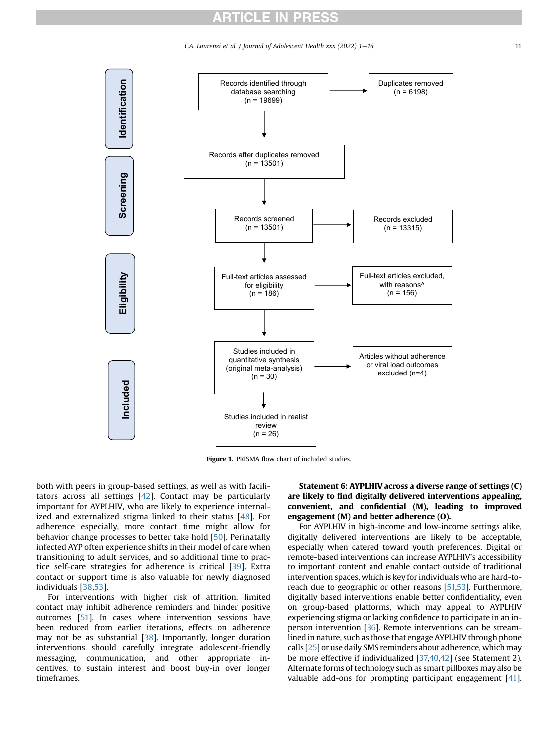**Identification**

Records identified through database searching (n = 19699) → Duplicates removed (n = 6198)

Records after duplicates removed (n = 13501)

**Screening**

Records screened (n = 13501) → Records excluded (n = 13315)

**Eligibility**

Full-text articles assessed for eligibility (n = 186) → Full-text articles excluded, with reasons^ (n = 156)

**Included**

Studies included in quantitative synthesis (original meta-analysis) (n = 30) → Articles without adherence or viral load outcomes excluded (n=4)

Studies included in realist review (n = 26)

**Figure 1.** PRISMA flow chart of included studies.

both with peers in group-based settings, as well as with facilitators across all settings [42]. Contact may be particularly important for AYPLHIV, who are likely to experience internalized and externalized stigma linked to their status [48]. For adherence especially, more contact time might allow for behavior change processes to better take hold [50]. Perinatally infected AYP often experience shifts in their model of care when transitioning to adult services, and so additional time to practice self-care strategies for adherence is critical [39]. Extra contact or support time is also valuable for newly diagnosed individuals [38,53].

For interventions with higher risk of attrition, limited contact may inhibit adherence reminders and hinder positive outcomes [51]. In cases where intervention sessions have been reduced from earlier iterations, effects on adherence may not be as substantial [38]. Importantly, longer duration interventions should carefully integrate adolescent-friendly messaging, communication, and other appropriate incentives, to sustain interest and boost buy-in over longer timeframes.

**Statement 6: AYPLHIV across a diverse range of settings (C) are likely to find digitally delivered interventions appealing, convenient, and confidential (M), leading to improved engagement (M) and better adherence (O).**

For AYPLHIV in high-income and low-income settings alike, digitally delivered interventions are likely to be acceptable, especially when catered toward youth preferences. Digital or remote-based interventions can increase AYPLHIV's accessibility to important content and enable contact outside of traditional intervention spaces, which is key for individuals who are hard-to-reach due to geographic or other reasons [51,53]. Furthermore, digitally based interventions enable better confidentiality, even on group-based platforms, which may appeal to AYPLHIV experiencing stigma or lacking confidence to participate in an in-person intervention [36]. Remote interventions can be streamlined in nature, such as those that engage AYPLHIV through phone calls [25] or use daily SMS reminders about adherence, which may be more effective if individualized [37,40,42] (see Statement 2). Alternate forms of technology such as smart pillboxes may also be valuable add-ons for prompting participant engagement [41].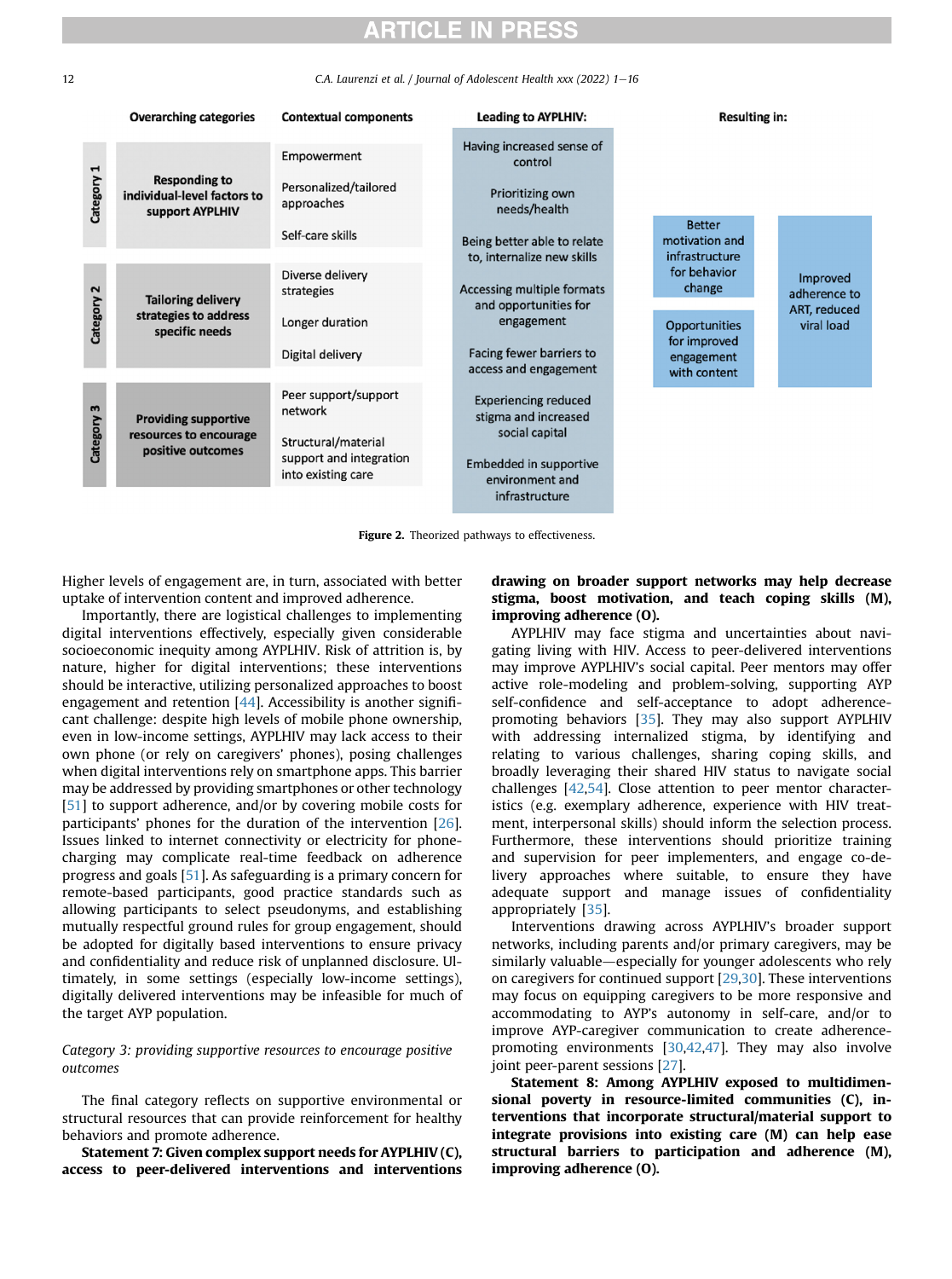| | Overarching categories | Contextual components | Leading to AYPLHIV: |
|---|---|---|---|
| Category 1 | Responding to individual-level factors to support AYPLHIV | Empowerment | Having increased sense of control |
| | | Personalized/tailored approaches | Prioritizing own needs/health |
| | | Self-care skills | Being better able to relate to, internalize new skills |
| Category 2 | Tailoring delivery strategies to address specific needs | Diverse delivery strategies | Accessing multiple formats and opportunities for engagement |
| | | Longer duration | |
| | | Digital delivery | Facing fewer barriers to access and engagement |
| Category 3 | Providing supportive resources to encourage positive outcomes | Peer support/support network | Experiencing reduced stigma and increased social capital |
| | | Structural/material support and integration into existing care | Embedded in supportive environment and infrastructure |

Resulting in: Better motivation and infrastructure for behavior change; Opportunities for improved engagement with content → Improved adherence to ART, reduced viral load

**Figure 2.** Theorized pathways to effectiveness.

Higher levels of engagement are, in turn, associated with better uptake of intervention content and improved adherence.

Importantly, there are logistical challenges to implementing digital interventions effectively, especially given considerable socioeconomic inequity among AYPLHIV. Risk of attrition is, by nature, higher for digital interventions; these interventions should be interactive, utilizing personalized approaches to boost engagement and retention [44]. Accessibility is another significant challenge: despite high levels of mobile phone ownership, even in low-income settings, AYPLHIV may lack access to their own phone (or rely on caregivers' phones), posing challenges when digital interventions rely on smartphone apps. This barrier may be addressed by providing smartphones or other technology [51] to support adherence, and/or by covering mobile costs for participants' phones for the duration of the intervention [26]. Issues linked to internet connectivity or electricity for phone-charging may complicate real-time feedback on adherence progress and goals [51]. As safeguarding is a primary concern for remote-based participants, good practice standards such as allowing participants to select pseudonyms, and establishing mutually respectful ground rules for group engagement, should be adopted for digitally based interventions to ensure privacy and confidentiality and reduce risk of unplanned disclosure. Ultimately, in some settings (especially low-income settings), digitally delivered interventions may be infeasible for much of the target AYP population.

*Category 3: providing supportive resources to encourage positive outcomes*

The final category reflects on supportive environmental or structural resources that can provide reinforcement for healthy behaviors and promote adherence.

**Statement 7: Given complex support needs for AYPLHIV (C), access to peer-delivered interventions and interventions drawing on broader support networks may help decrease stigma, boost motivation, and teach coping skills (M), improving adherence (O).**

AYPLHIV may face stigma and uncertainties about navigating living with HIV. Access to peer-delivered interventions may improve AYPLHIV's social capital. Peer mentors may offer active role-modeling and problem-solving, supporting AYP self-confidence and self-acceptance to adopt adherence-promoting behaviors [35]. They may also support AYPLHIV with addressing internalized stigma, by identifying and relating to various challenges, sharing coping skills, and broadly leveraging their shared HIV status to navigate social challenges [42,54]. Close attention to peer mentor characteristics (e.g. exemplary adherence, experience with HIV treatment, interpersonal skills) should inform the selection process. Furthermore, these interventions should prioritize training and supervision for peer implementers, and engage co-delivery approaches where suitable, to ensure they have adequate support and manage issues of confidentiality appropriately [35].

Interventions drawing across AYPLHIV's broader support networks, including parents and/or primary caregivers, may be similarly valuable—especially for younger adolescents who rely on caregivers for continued support [29,30]. These interventions may focus on equipping caregivers to be more responsive and accommodating to AYP's autonomy in self-care, and/or to improve AYP-caregiver communication to create adherence-promoting environments [30,42,47]. They may also involve joint peer-parent sessions [27].

**Statement 8: Among AYPLHIV exposed to multidimensional poverty in resource-limited communities (C), interventions that incorporate structural/material support to integrate provisions into existing care (M) can help ease structural barriers to participation and adherence (M), improving adherence (O).**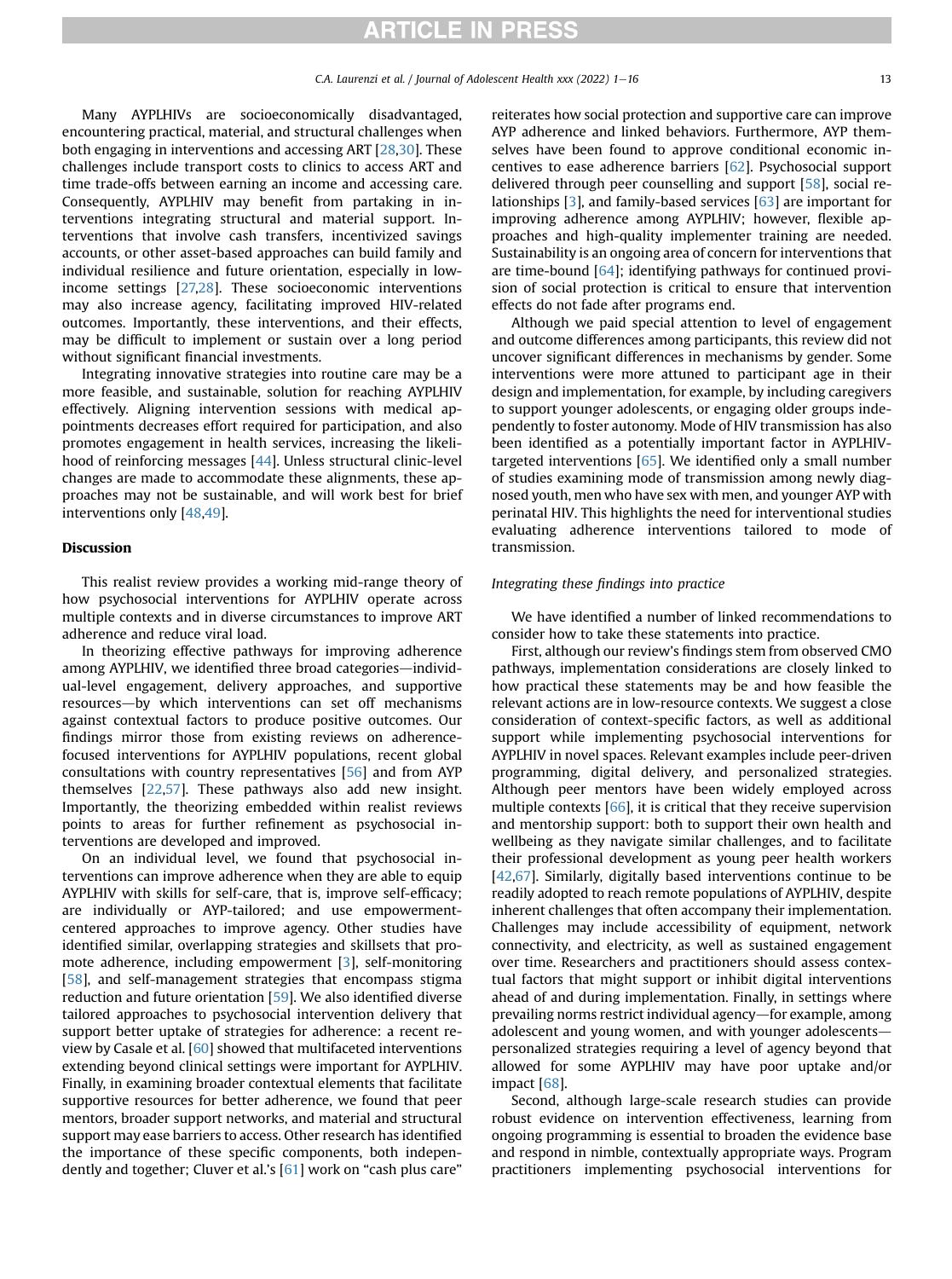Many AYPLHIVs are socioeconomically disadvantaged, encountering practical, material, and structural challenges when both engaging in interventions and accessing ART [28,30]. These challenges include transport costs to clinics to access ART and time trade-offs between earning an income and accessing care. Consequently, AYPLHIV may benefit from partaking in interventions integrating structural and material support. Interventions that involve cash transfers, incentivized savings accounts, or other asset-based approaches can build family and individual resilience and future orientation, especially in low-income settings [27,28]. These socioeconomic interventions may also increase agency, facilitating improved HIV-related outcomes. Importantly, these interventions, and their effects, may be difficult to implement or sustain over a long period without significant financial investments.

Integrating innovative strategies into routine care may be a more feasible, and sustainable, solution for reaching AYPLHIV effectively. Aligning intervention sessions with medical appointments decreases effort required for participation, and also promotes engagement in health services, increasing the likelihood of reinforcing messages [44]. Unless structural clinic-level changes are made to accommodate these alignments, these approaches may not be sustainable, and will work best for brief interventions only [48,49].

## Discussion

This realist review provides a working mid-range theory of how psychosocial interventions for AYPLHIV operate across multiple contexts and in diverse circumstances to improve ART adherence and reduce viral load.

In theorizing effective pathways for improving adherence among AYPLHIV, we identified three broad categories—individual-level engagement, delivery approaches, and supportive resources—by which interventions can set off mechanisms against contextual factors to produce positive outcomes. Our findings mirror those from existing reviews on adherence-focused interventions for AYPLHIV populations, recent global consultations with country representatives [56] and from AYP themselves [22,57]. These pathways also add new insight. Importantly, the theorizing embedded within realist reviews points to areas for further refinement as psychosocial interventions are developed and improved.

On an individual level, we found that psychosocial interventions can improve adherence when they are able to equip AYPLHIV with skills for self-care, that is, improve self-efficacy; are individually or AYP-tailored; and use empowerment-centered approaches to improve agency. Other studies have identified similar, overlapping strategies and skillsets that promote adherence, including empowerment [3], self-monitoring [58], and self-management strategies that encompass stigma reduction and future orientation [59]. We also identified diverse tailored approaches to psychosocial intervention delivery that support better uptake of strategies for adherence: a recent review by Casale et al. [60] showed that multifaceted interventions extending beyond clinical settings were important for AYPLHIV. Finally, in examining broader contextual elements that facilitate supportive resources for better adherence, we found that peer mentors, broader support networks, and material and structural support may ease barriers to access. Other research has identified the importance of these specific components, both independently and together; Cluver et al.'s [61] work on "cash plus care" reiterates how social protection and supportive care can improve AYP adherence and linked behaviors. Furthermore, AYP themselves have been found to approve conditional economic incentives to ease adherence barriers [62]. Psychosocial support delivered through peer counselling and support [58], social relationships [3], and family-based services [63] are important for improving adherence among AYPLHIV; however, flexible approaches and high-quality implementer training are needed. Sustainability is an ongoing area of concern for interventions that are time-bound [64]; identifying pathways for continued provision of social protection is critical to ensure that intervention effects do not fade after programs end.

Although we paid special attention to level of engagement and outcome differences among participants, this review did not uncover significant differences in mechanisms by gender. Some interventions were more attuned to participant age in their design and implementation, for example, by including caregivers to support younger adolescents, or engaging older groups independently to foster autonomy. Mode of HIV transmission has also been identified as a potentially important factor in AYPLHIV-targeted interventions [65]. We identified only a small number of studies examining mode of transmission among newly diagnosed youth, men who have sex with men, and younger AYP with perinatal HIV. This highlights the need for interventional studies evaluating adherence interventions tailored to mode of transmission.

### *Integrating these findings into practice*

We have identified a number of linked recommendations to consider how to take these statements into practice.

First, although our review's findings stem from observed CMO pathways, implementation considerations are closely linked to how practical these statements may be and how feasible the relevant actions are in low-resource contexts. We suggest a close consideration of context-specific factors, as well as additional support while implementing psychosocial interventions for AYPLHIV in novel spaces. Relevant examples include peer-driven programming, digital delivery, and personalized strategies. Although peer mentors have been widely employed across multiple contexts [66], it is critical that they receive supervision and mentorship support: both to support their own health and wellbeing as they navigate similar challenges, and to facilitate their professional development as young peer health workers [42,67]. Similarly, digitally based interventions continue to be readily adopted to reach remote populations of AYPLHIV, despite inherent challenges that often accompany their implementation. Challenges may include accessibility of equipment, network connectivity, and electricity, as well as sustained engagement over time. Researchers and practitioners should assess contextual factors that might support or inhibit digital interventions ahead of and during implementation. Finally, in settings where prevailing norms restrict individual agency—for example, among adolescent and young women, and with younger adolescents—personalized strategies requiring a level of agency beyond that allowed for some AYPLHIV may have poor uptake and/or impact [68].

Second, although large-scale research studies can provide robust evidence on intervention effectiveness, learning from ongoing programming is essential to broaden the evidence base and respond in nimble, contextually appropriate ways. Program practitioners implementing psychosocial interventions for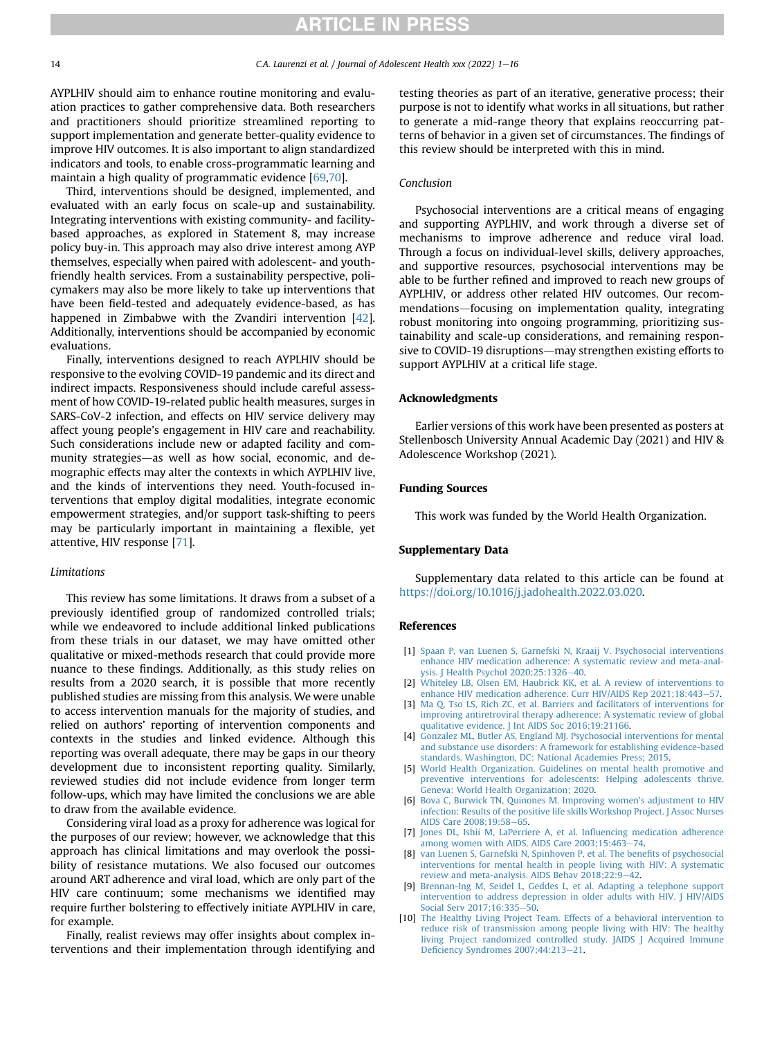AYPLHIV should aim to enhance routine monitoring and evaluation practices to gather comprehensive data. Both researchers and practitioners should prioritize streamlined reporting to support implementation and generate better-quality evidence to improve HIV outcomes. It is also important to align standardized indicators and tools, to enable cross-programmatic learning and maintain a high quality of programmatic evidence [69,70].

Third, interventions should be designed, implemented, and evaluated with an early focus on scale-up and sustainability. Integrating interventions with existing community- and facility-based approaches, as explored in Statement 8, may increase policy buy-in. This approach may also drive interest among AYP themselves, especially when paired with adolescent- and youth-friendly health services. From a sustainability perspective, policymakers may also be more likely to take up interventions that have been field-tested and adequately evidence-based, as has happened in Zimbabwe with the Zvandiri intervention [42]. Additionally, interventions should be accompanied by economic evaluations.

Finally, interventions designed to reach AYPLHIV should be responsive to the evolving COVID-19 pandemic and its direct and indirect impacts. Responsiveness should include careful assessment of how COVID-19-related public health measures, surges in SARS-CoV-2 infection, and effects on HIV service delivery may affect young people's engagement in HIV care and reachability. Such considerations include new or adapted facility and community strategies—as well as how social, economic, and demographic effects may alter the contexts in which AYPLHIV live, and the kinds of interventions they need. Youth-focused interventions that employ digital modalities, integrate economic empowerment strategies, and/or support task-shifting to peers may be particularly important in maintaining a flexible, yet attentive, HIV response [71].

### *Limitations*

This review has some limitations. It draws from a subset of a previously identified group of randomized controlled trials; while we endeavored to include additional linked publications from these trials in our dataset, we may have omitted other qualitative or mixed-methods research that could provide more nuance to these findings. Additionally, as this study relies on results from a 2020 search, it is possible that more recently published studies are missing from this analysis. We were unable to access intervention manuals for the majority of studies, and relied on authors' reporting of intervention components and contexts in the studies and linked evidence. Although this reporting was overall adequate, there may be gaps in our theory development due to inconsistent reporting quality. Similarly, reviewed studies did not include evidence from longer term follow-ups, which may have limited the conclusions we are able to draw from the available evidence.

Considering viral load as a proxy for adherence was logical for the purposes of our review; however, we acknowledge that this approach has clinical limitations and may overlook the possibility of resistance mutations. We also focused our outcomes around ART adherence and viral load, which are only part of the HIV care continuum; some mechanisms we identified may require further bolstering to effectively initiate AYPLHIV in care, for example.

Finally, realist reviews may offer insights about complex interventions and their implementation through identifying and testing theories as part of an iterative, generative process; their purpose is not to identify what works in all situations, but rather to generate a mid-range theory that explains reoccurring patterns of behavior in a given set of circumstances. The findings of this review should be interpreted with this in mind.

### *Conclusion*

Psychosocial interventions are a critical means of engaging and supporting AYPLHIV, and work through a diverse set of mechanisms to improve adherence and reduce viral load. Through a focus on individual-level skills, delivery approaches, and supportive resources, psychosocial interventions may be able to be further refined and improved to reach new groups of AYPLHIV, or address other related HIV outcomes. Our recommendations—focusing on implementation quality, integrating robust monitoring into ongoing programming, prioritizing sustainability and scale-up considerations, and remaining responsive to COVID-19 disruptions—may strengthen existing efforts to support AYPLHIV at a critical life stage.

## Acknowledgments

Earlier versions of this work have been presented as posters at Stellenbosch University Annual Academic Day (2021) and HIV & Adolescence Workshop (2021).

## Funding Sources

This work was funded by the World Health Organization.

## Supplementary Data

Supplementary data related to this article can be found at https://doi.org/10.1016/j.jadohealth.2022.03.020.

## References

[1] Spaan P, van Luenen S, Garnefski N, Kraaij V. Psychosocial interventions enhance HIV medication adherence: A systematic review and meta-analysis. J Health Psychol 2020;25:1326–40.

[2] Whiteley LB, Olsen EM, Haubrick KK, et al. A review of interventions to enhance HIV medication adherence. Curr HIV/AIDS Rep 2021;18:443–57.

[3] Ma Q, Tso LS, Rich ZC, et al. Barriers and facilitators of interventions for improving antiretroviral therapy adherence: A systematic review of global qualitative evidence. J Int AIDS Soc 2016;19:21166.

[4] Gonzalez ML, Butler AS, England MJ. Psychosocial interventions for mental and substance use disorders: A framework for establishing evidence-based standards. Washington, DC: National Academies Press; 2015.

[5] World Health Organization. Guidelines on mental health promotive and preventive interventions for adolescents: Helping adolescents thrive. Geneva: World Health Organization; 2020.

[6] Bova C, Burwick TN, Quinones M. Improving women's adjustment to HIV infection: Results of the positive life skills Workshop Project. J Assoc Nurses AIDS Care 2008;19:58–65.

[7] Jones DL, Ishii M, LaPerriere A, et al. Influencing medication adherence among women with AIDS. AIDS Care 2003;15:463–74.

[8] van Luenen S, Garnefski N, Spinhoven P, et al. The benefits of psychosocial interventions for mental health in people living with HIV: A systematic review and meta-analysis. AIDS Behav 2018;22:9–42.

[9] Brennan-Ing M, Seidel L, Geddes L, et al. Adapting a telephone support intervention to address depression in older adults with HIV. J HIV/AIDS Social Serv 2017;16:335–50.

[10] The Healthy Living Project Team. Effects of a behavioral intervention to reduce risk of transmission among people living with HIV: The healthy living Project randomized controlled study. JAIDS J Acquired Immune Deficiency Syndromes 2007;44:213–21.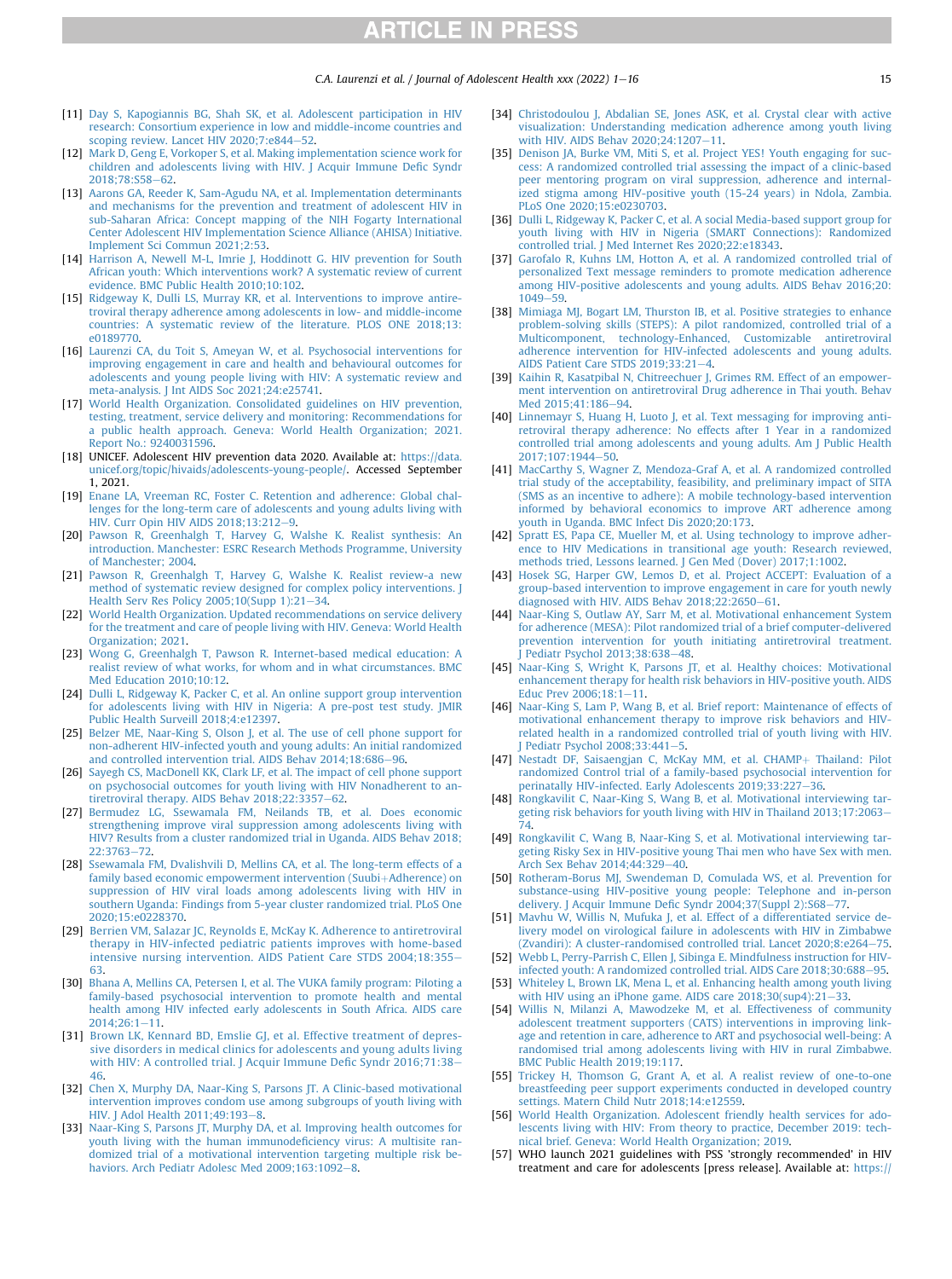[11] Day S, Kapogiannis BG, Shah SK, et al. Adolescent participation in HIV research: Consortium experience in low and middle-income countries and scoping review. Lancet HIV 2020;7:e844–52.

[12] Mark D, Geng E, Vorkoper S, et al. Making implementation science work for children and adolescents living with HIV. J Acquir Immune Defic Syndr 2018;78:S58–62.

[13] Aarons GA, Reeder K, Sam-Agudu NA, et al. Implementation determinants and mechanisms for the prevention and treatment of adolescent HIV in sub-Saharan Africa: Concept mapping of the NIH Fogarty International Center Adolescent HIV Implementation Science Alliance (AHISA) Initiative. Implement Sci Commun 2021;2:53.

[14] Harrison A, Newell M-L, Imrie J, Hoddinott G. HIV prevention for South African youth: Which interventions work? A systematic review of current evidence. BMC Public Health 2010;10:102.

[15] Ridgeway K, Dulli LS, Murray KR, et al. Interventions to improve antiretroviral therapy adherence among adolescents in low- and middle-income countries: A systematic review of the literature. PLOS ONE 2018;13:e0189770.

[16] Laurenzi CA, du Toit S, Ameyan W, et al. Psychosocial interventions for improving engagement in care and health and behavioural outcomes for adolescents and young people living with HIV: A systematic review and meta-analysis. J Int AIDS Soc 2021;24:e25741.

[17] World Health Organization. Consolidated guidelines on HIV prevention, testing, treatment, service delivery and monitoring: Recommendations for a public health approach. Geneva: World Health Organization; 2021. Report No.: 9240031596.

[18] UNICEF. Adolescent HIV prevention data 2020. Available at: https://data.unicef.org/topic/hivaids/adolescents-young-people/. Accessed September 1, 2021.

[19] Enane LA, Vreeman RC, Foster C. Retention and adherence: Global challenges for the long-term care of adolescents and young adults living with HIV. Curr Opin HIV AIDS 2018;13:212–9.

[20] Pawson R, Greenhalgh T, Harvey G, Walshe K. Realist synthesis: An introduction. Manchester: ESRC Research Methods Programme, University of Manchester; 2004.

[21] Pawson R, Greenhalgh T, Harvey G, Walshe K. Realist review-a new method of systematic review designed for complex policy interventions. J Health Serv Res Policy 2005;10(Supp 1):21–34.

[22] World Health Organization. Updated recommendations on service delivery for the treatment and care of people living with HIV. Geneva: World Health Organization; 2021.

[23] Wong G, Greenhalgh T, Pawson R. Internet-based medical education: A realist review of what works, for whom and in what circumstances. BMC Med Education 2010;10:12.

[24] Dulli L, Ridgeway K, Packer C, et al. An online support group intervention for adolescents living with HIV in Nigeria: A pre-post test study. JMIR Public Health Surveill 2018;4:e12397.

[25] Belzer ME, Naar-King S, Olson J, et al. The use of cell phone support for non-adherent HIV-infected youth and young adults: An initial randomized and controlled intervention trial. AIDS Behav 2014;18:686–96.

[26] Sayegh CS, MacDonell KK, Clark LF, et al. The impact of cell phone support on psychosocial outcomes for youth living with HIV Nonadherent to antiretroviral therapy. AIDS Behav 2018;22:3357–62.

[27] Bermudez LG, Ssewamala FM, Neilands TB, et al. Does economic strengthening improve viral suppression among adolescents living with HIV? Results from a cluster randomized trial in Uganda. AIDS Behav 2018;22:3763–72.

[28] Ssewamala FM, Dvalishvili D, Mellins CA, et al. The long-term effects of a family based economic empowerment intervention (Suubi+Adherence) on suppression of HIV viral loads among adolescents living with HIV in southern Uganda: Findings from 5-year cluster randomized trial. PLoS One 2020;15:e0228370.

[29] Berrien VM, Salazar JC, Reynolds E, McKay K. Adherence to antiretroviral therapy in HIV-infected pediatric patients improves with home-based intensive nursing intervention. AIDS Patient Care STDS 2004;18:355–63.

[30] Bhana A, Mellins CA, Petersen I, et al. The VUKA family program: Piloting a family-based psychosocial intervention to promote health and mental health among HIV infected early adolescents in South Africa. AIDS care 2014;26:1–11.

[31] Brown LK, Kennard BD, Emslie GJ, et al. Effective treatment of depressive disorders in medical clinics for adolescents and young adults living with HIV: A controlled trial. J Acquir Immune Defic Syndr 2016;71:38–46.

[32] Chen X, Murphy DA, Naar-King S, Parsons JT. A Clinic-based motivational intervention improves condom use among subgroups of youth living with HIV. J Adol Health 2011;49:193–8.

[33] Naar-King S, Parsons JT, Murphy DA, et al. Improving health outcomes for youth living with the human immunodeficiency virus: A multisite randomized trial of a motivational intervention targeting multiple risk behaviors. Arch Pediatr Adolesc Med 2009;163:1092–8.

[34] Christodoulou J, Abdalian SE, Jones ASK, et al. Crystal clear with active visualization: Understanding medication adherence among youth living with HIV. AIDS Behav 2020;24:1207–11.

[35] Denison JA, Burke VM, Miti S, et al. Project YES! Youth engaging for success: A randomized controlled trial assessing the impact of a clinic-based peer mentoring program on viral suppression, adherence and internalized stigma among HIV-positive youth (15-24 years) in Ndola, Zambia. PLoS One 2020;15:e0230703.

[36] Dulli L, Ridgeway K, Packer C, et al. A social Media-based support group for youth living with HIV in Nigeria (SMART Connections): Randomized controlled trial. J Med Internet Res 2020;22:e18343.

[37] Garofalo R, Kuhns LM, Hotton A, et al. A randomized controlled trial of personalized Text message reminders to promote medication adherence among HIV-positive adolescents and young adults. AIDS Behav 2016;20:1049–59.

[38] Mimiaga MJ, Bogart LM, Thurston IB, et al. Positive strategies to enhance problem-solving skills (STEPS): A pilot randomized, controlled trial of a Multicomponent, technology-Enhanced, Customizable antiretroviral adherence intervention for HIV-infected adolescents and young adults. AIDS Patient Care STDS 2019;33:21–4.

[39] Kaihin R, Kasatpibal N, Chitreechuer J, Grimes RM. Effect of an empowerment intervention on antiretroviral Drug adherence in Thai youth. Behav Med 2015;41:186–94.

[40] Linnemayr S, Huang H, Luoto J, et al. Text messaging for improving antiretroviral therapy adherence: No effects after 1 Year in a randomized controlled trial among adolescents and young adults. Am J Public Health 2017;107:1944–50.

[41] MacCarthy S, Wagner Z, Mendoza-Graf A, et al. A randomized controlled trial study of the acceptability, feasibility, and preliminary impact of SITA (SMS as an incentive to adhere): A mobile technology-based intervention informed by behavioral economics to improve ART adherence among youth in Uganda. BMC Infect Dis 2020;20:173.

[42] Spratt ES, Papa CE, Mueller M, et al. Using technology to improve adherence to HIV Medications in transitional age youth: Research reviewed, methods tried, Lessons learned. J Gen Med (Dover) 2017;1:1002.

[43] Hosek SG, Harper GW, Lemos D, et al. Project ACCEPT: Evaluation of a group-based intervention to improve engagement in care for youth newly diagnosed with HIV. AIDS Behav 2018;22:2650–61.

[44] Naar-King S, Outlaw AY, Sarr M, et al. Motivational enhancement System for adherence (MESA): Pilot randomized trial of a brief computer-delivered prevention intervention for youth initiating antiretroviral treatment. J Pediatr Psychol 2013;38:638–48.

[45] Naar-King S, Wright K, Parsons JT, et al. Healthy choices: Motivational enhancement therapy for health risk behaviors in HIV-positive youth. AIDS Educ Prev 2006;18:1–11.

[46] Naar-King S, Lam P, Wang B, et al. Brief report: Maintenance of effects of motivational enhancement therapy to improve risk behaviors and HIV-related health in a randomized controlled trial of youth living with HIV. J Pediatr Psychol 2008;33:441–5.

[47] Nestadt DF, Saisaengjan C, McKay MM, et al. CHAMP+ Thailand: Pilot randomized Control trial of a family-based psychosocial intervention for perinatally HIV-infected. Early Adolescents 2019;33:227–36.

[48] Rongkavilit C, Naar-King S, Wang B, et al. Motivational interviewing targeting risk behaviors for youth living with HIV in Thailand 2013;17:2063–74.

[49] Rongkavilit C, Wang B, Naar-King S, et al. Motivational interviewing targeting Risky Sex in HIV-positive young Thai men who have Sex with men. Arch Sex Behav 2014;44:329–40.

[50] Rotheram-Borus MJ, Swendeman D, Comulada WS, et al. Prevention for substance-using HIV-positive young people: Telephone and in-person delivery. J Acquir Immune Defic Syndr 2004;37(Suppl 2):S68–77.

[51] Mavhu W, Willis N, Mufuka J, et al. Effect of a differentiated service delivery model on virological failure in adolescents with HIV in Zimbabwe (Zvandiri): A cluster-randomised controlled trial. Lancet 2020;8:e264–75.

[52] Webb L, Perry-Parrish C, Ellen J, Sibinga E. Mindfulness instruction for HIV-infected youth: A randomized controlled trial. AIDS Care 2018;30:688–95.

[53] Whiteley L, Brown LK, Mena L, et al. Enhancing health among youth living with HIV using an iPhone game. AIDS care 2018;30(sup4):21–33.

[54] Willis N, Milanzi A, Mawodzeke M, et al. Effectiveness of community adolescent treatment supporters (CATS) interventions in improving linkage and retention in care, adherence to ART and psychosocial well-being: A randomised trial among adolescents living with HIV in rural Zimbabwe. BMC Public Health 2019;19:117.

[55] Trickey H, Thomson G, Grant A, et al. A realist review of one-to-one breastfeeding peer support experiments conducted in developed country settings. Matern Child Nutr 2018;14:e12559.

[56] World Health Organization. Adolescent friendly health services for adolescents living with HIV: From theory to practice, December 2019: technical brief. Geneva: World Health Organization; 2019.

[57] WHO launch 2021 guidelines with PSS 'strongly recommended' in HIV treatment and care for adolescents [press release]. Available at: https://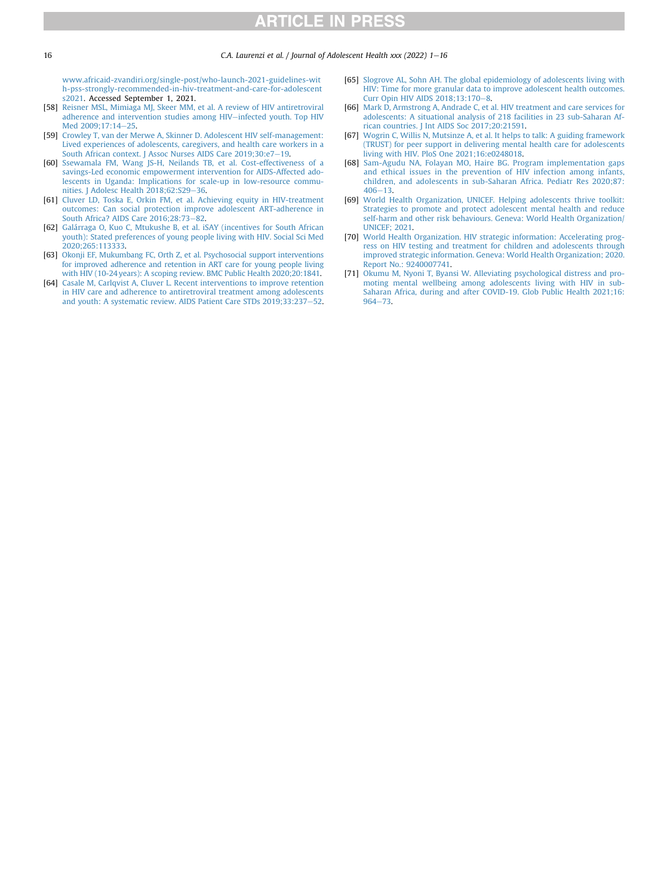www.africaid-zvandiri.org/single-post/who-launch-2021-guidelines-with-pss-strongly-recommended-in-hiv-treatment-and-care-for-adolescents2021. Accessed September 1, 2021.

[58] Reisner MSL, Mimiaga MJ, Skeer MM, et al. A review of HIV antiretroviral adherence and intervention studies among HIV−infected youth. Top HIV Med 2009;17:14−25.

[59] Crowley T, van der Merwe A, Skinner D. Adolescent HIV self-management: Lived experiences of adolescents, caregivers, and health care workers in a South African context. J Assoc Nurses AIDS Care 2019;30:e7−19.

[60] Ssewamala FM, Wang JS-H, Neilands TB, et al. Cost-effectiveness of a savings-Led economic empowerment intervention for AIDS-Affected adolescents in Uganda: Implications for scale-up in low-resource communities. J Adolesc Health 2018;62:S29−36.

[61] Cluver LD, Toska E, Orkin FM, et al. Achieving equity in HIV-treatment outcomes: Can social protection improve adolescent ART-adherence in South Africa? AIDS Care 2016;28:73−82.

[62] Galárraga O, Kuo C, Mtukushe B, et al. iSAY (incentives for South African youth): Stated preferences of young people living with HIV. Social Sci Med 2020;265:113333.

[63] Okonji EF, Mukumbang FC, Orth Z, et al. Psychosocial support interventions for improved adherence and retention in ART care for young people living with HIV (10-24 years): A scoping review. BMC Public Health 2020;20:1841.

[64] Casale M, Carlqvist A, Cluver L. Recent interventions to improve retention in HIV care and adherence to antiretroviral treatment among adolescents and youth: A systematic review. AIDS Patient Care STDs 2019;33:237−52.

[65] Slogrove AL, Sohn AH. The global epidemiology of adolescents living with HIV: Time for more granular data to improve adolescent health outcomes. Curr Opin HIV AIDS 2018;13:170−8.

[66] Mark D, Armstrong A, Andrade C, et al. HIV treatment and care services for adolescents: A situational analysis of 218 facilities in 23 sub-Saharan African countries. J Int AIDS Soc 2017;20:21591.

[67] Wogrin C, Willis N, Mutsinze A, et al. It helps to talk: A guiding framework (TRUST) for peer support in delivering mental health care for adolescents living with HIV. PloS One 2021;16:e0248018.

[68] Sam-Agudu NA, Folayan MO, Haire BG. Program implementation gaps and ethical issues in the prevention of HIV infection among infants, children, and adolescents in sub-Saharan Africa. Pediatr Res 2020;87:406−13.

[69] World Health Organization, UNICEF. Helping adolescents thrive toolkit: Strategies to promote and protect adolescent mental health and reduce self-harm and other risk behaviours. Geneva: World Health Organization/UNICEF; 2021.

[70] World Health Organization. HIV strategic information: Accelerating progress on HIV testing and treatment for children and adolescents through improved strategic information. Geneva: World Health Organization; 2020. Report No.: 9240007741.

[71] Okumu M, Nyoni T, Byansi W. Alleviating psychological distress and promoting mental wellbeing among adolescents living with HIV in sub-Saharan Africa, during and after COVID-19. Glob Public Health 2021;16:964−73.